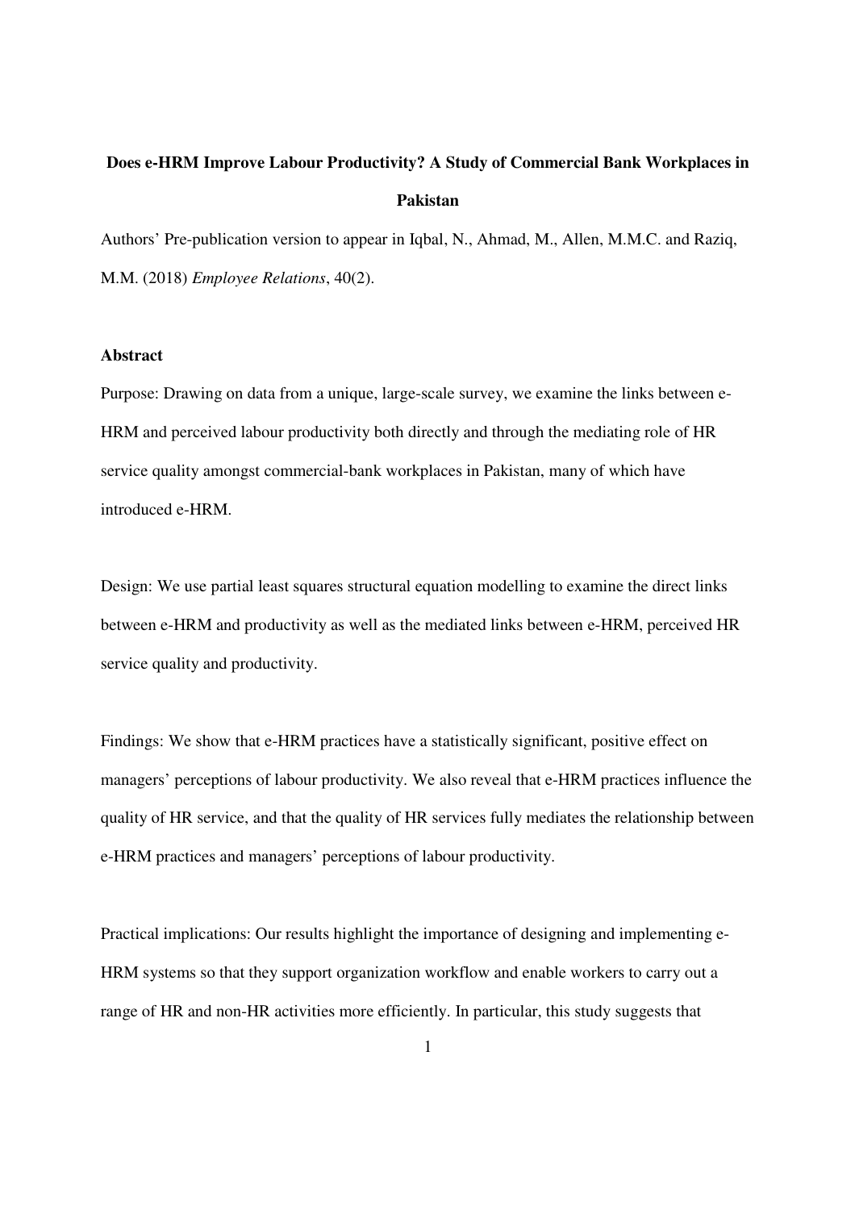# Does e-HRM Improve Labour Productivity? A Study of Commercial Bank Workplaces in Pakistan

Authors' Pre-publication version to appear in Iqbal, N., Ahmad, M., Allen, M.M.C. and Raziq, M.M. (2018) *Employee Relations*, 40(2).

## Abstract

Purpose: Drawing on data from a unique, large-scale survey, we examine the links between e-HRM and perceived labour productivity both directly and through the mediating role of HR service quality amongst commercial-bank workplaces in Pakistan, many of which have introduced e-HRM.

Design: We use partial least squares structural equation modelling to examine the direct links between e-HRM and productivity as well as the mediated links between e-HRM, perceived HR service quality and productivity.

Findings: We show that e-HRM practices have a statistically significant, positive effect on managers' perceptions of labour productivity. We also reveal that e-HRM practices influence the quality of HR service, and that the quality of HR services fully mediates the relationship between e-HRM practices and managers' perceptions of labour productivity.

Practical implications: Our results highlight the importance of designing and implementing e-HRM systems so that they support organization workflow and enable workers to carry out a range of HR and non-HR activities more efficiently. In particular, this study suggests that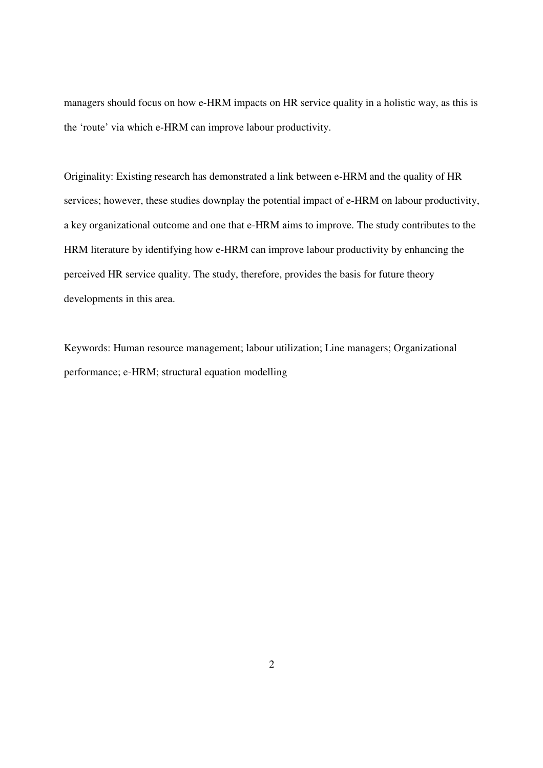managers should focus on how e-HRM impacts on HR service quality in a holistic way, as this is the 'route' via which e-HRM can improve labour productivity.

Originality: Existing research has demonstrated a link between e-HRM and the quality of HR services; however, these studies downplay the potential impact of e-HRM on labour productivity, a key organizational outcome and one that e-HRM aims to improve. The study contributes to the HRM literature by identifying how e-HRM can improve labour productivity by enhancing the perceived HR service quality. The study, therefore, provides the basis for future theory developments in this area.

Keywords: Human resource management; labour utilization; Line managers; Organizational performance; e-HRM; structural equation modelling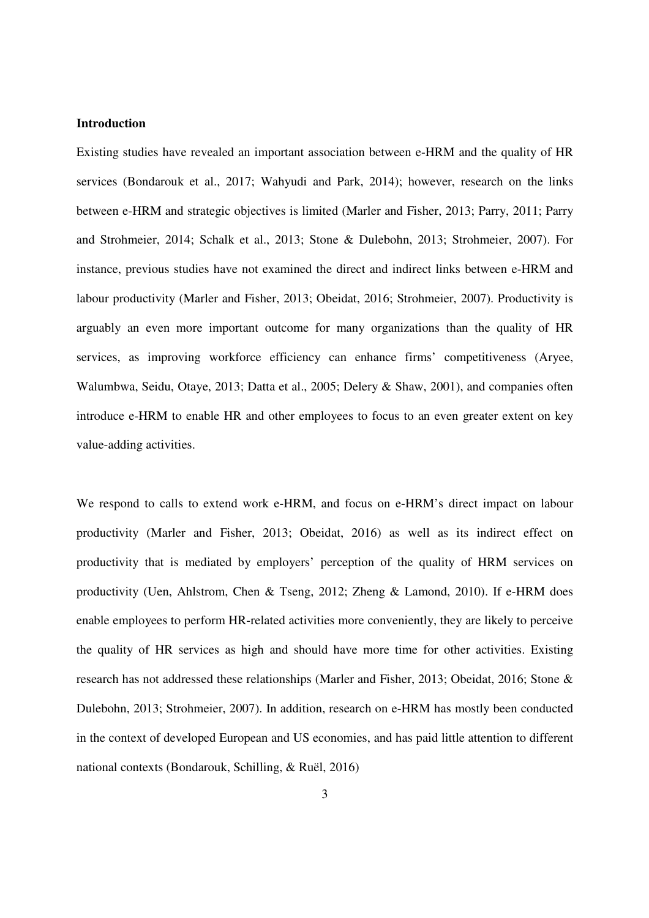**Introduction**

Existing studies have revealed an important association between e-HRM and the quality of HR services (Bondarouk et al., 2017; Wahyudi and Park, 2014); however, research on the links between e-HRM and strategic objectives is limited (Marler and Fisher, 2013; Parry, 2011; Parry and Strohmeier, 2014; Schalk et al., 2013; Stone & Dulebohn, 2013; Strohmeier, 2007). For instance, previous studies have not examined the direct and indirect links between e-HRM and labour productivity (Marler and Fisher, 2013; Obeidat, 2016; Strohmeier, 2007). Productivity is arguably an even more important outcome for many organizations than the quality of HR services, as improving workforce efficiency can enhance firms' competitiveness (Aryee, Walumbwa, Seidu, Otaye, 2013; Datta et al., 2005; Delery & Shaw, 2001), and companies often introduce e-HRM to enable HR and other employees to focus to an even greater extent on key value-adding activities.

We respond to calls to extend work e-HRM, and focus on e-HRM's direct impact on labour productivity (Marler and Fisher, 2013; Obeidat, 2016) as well as its indirect effect on productivity that is mediated by employers' perception of the quality of HRM services on productivity (Uen, Ahlstrom, Chen & Tseng, 2012; Zheng & Lamond, 2010). If e-HRM does enable employees to perform HR-related activities more conveniently, they are likely to perceive the quality of HR services as high and should have more time for other activities. Existing research has not addressed these relationships (Marler and Fisher, 2013; Obeidat, 2016; Stone & Dulebohn, 2013; Strohmeier, 2007). In addition, research on e-HRM has mostly been conducted in the context of developed European and US economies, and has paid little attention to different national contexts (Bondarouk, Schilling, & Ruël, 2016)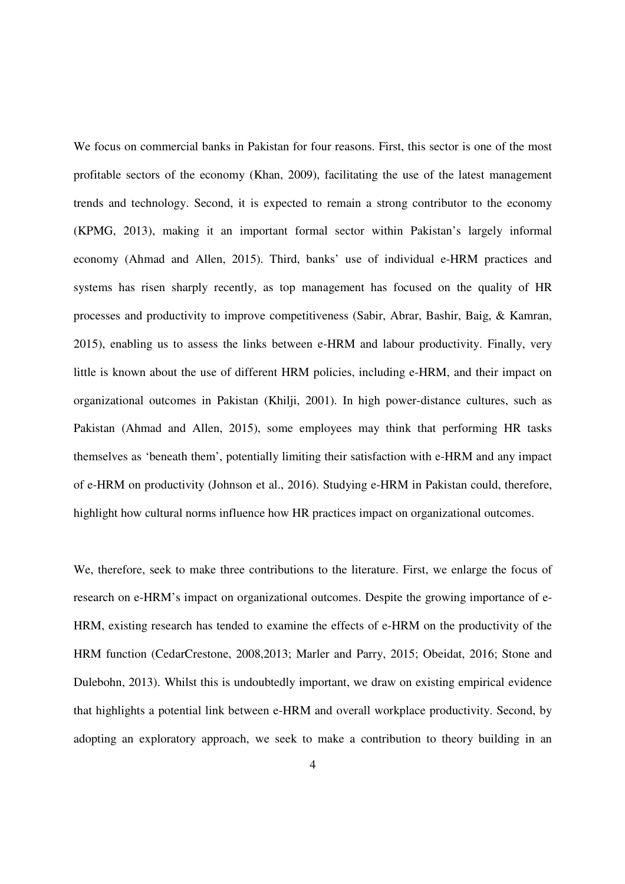We focus on commercial banks in Pakistan for four reasons. First, this sector is one of the most profitable sectors of the economy (Khan, 2009), facilitating the use of the latest management trends and technology. Second, it is expected to remain a strong contributor to the economy (KPMG, 2013), making it an important formal sector within Pakistan's largely informal economy (Ahmad and Allen, 2015). Third, banks' use of individual e-HRM practices and systems has risen sharply recently, as top management has focused on the quality of HR processes and productivity to improve competitiveness (Sabir, Abrar, Bashir, Baig, & Kamran, 2015), enabling us to assess the links between e-HRM and labour productivity. Finally, very little is known about the use of different HRM policies, including e-HRM, and their impact on organizational outcomes in Pakistan (Khilji, 2001). In high power-distance cultures, such as Pakistan (Ahmad and Allen, 2015), some employees may think that performing HR tasks themselves as 'beneath them', potentially limiting their satisfaction with e-HRM and any impact of e-HRM on productivity (Johnson et al., 2016). Studying e-HRM in Pakistan could, therefore, highlight how cultural norms influence how HR practices impact on organizational outcomes.

We, therefore, seek to make three contributions to the literature. First, we enlarge the focus of research on e-HRM's impact on organizational outcomes. Despite the growing importance of e-HRM, existing research has tended to examine the effects of e-HRM on the productivity of the HRM function (CedarCrestone, 2008,2013; Marler and Parry, 2015; Obeidat, 2016; Stone and Dulebohn, 2013). Whilst this is undoubtedly important, we draw on existing empirical evidence that highlights a potential link between e-HRM and overall workplace productivity. Second, by adopting an exploratory approach, we seek to make a contribution to theory building in an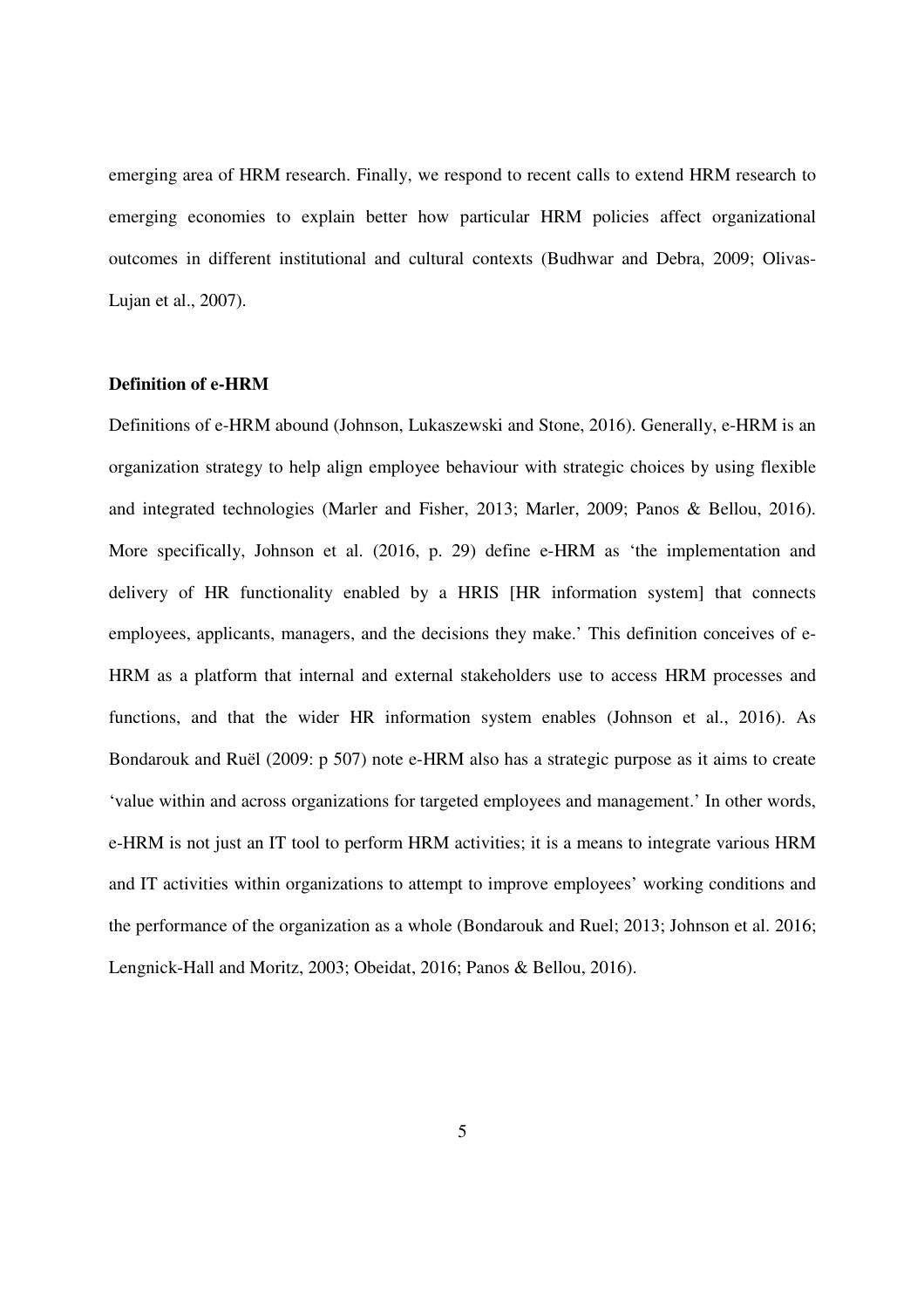emerging area of HRM research. Finally, we respond to recent calls to extend HRM research to emerging economies to explain better how particular HRM policies affect organizational outcomes in different institutional and cultural contexts (Budhwar and Debra, 2009; Olivas-Lujan et al., 2007).

**Definition of e-HRM**

Definitions of e-HRM abound (Johnson, Lukaszewski and Stone, 2016). Generally, e-HRM is an organization strategy to help align employee behaviour with strategic choices by using flexible and integrated technologies (Marler and Fisher, 2013; Marler, 2009; Panos & Bellou, 2016). More specifically, Johnson et al. (2016, p. 29) define e-HRM as 'the implementation and delivery of HR functionality enabled by a HRIS [HR information system] that connects employees, applicants, managers, and the decisions they make.' This definition conceives of e-HRM as a platform that internal and external stakeholders use to access HRM processes and functions, and that the wider HR information system enables (Johnson et al., 2016). As Bondarouk and Ruël (2009: p 507) note e-HRM also has a strategic purpose as it aims to create 'value within and across organizations for targeted employees and management.' In other words, e-HRM is not just an IT tool to perform HRM activities; it is a means to integrate various HRM and IT activities within organizations to attempt to improve employees' working conditions and the performance of the organization as a whole (Bondarouk and Ruel; 2013; Johnson et al. 2016; Lengnick-Hall and Moritz, 2003; Obeidat, 2016; Panos & Bellou, 2016).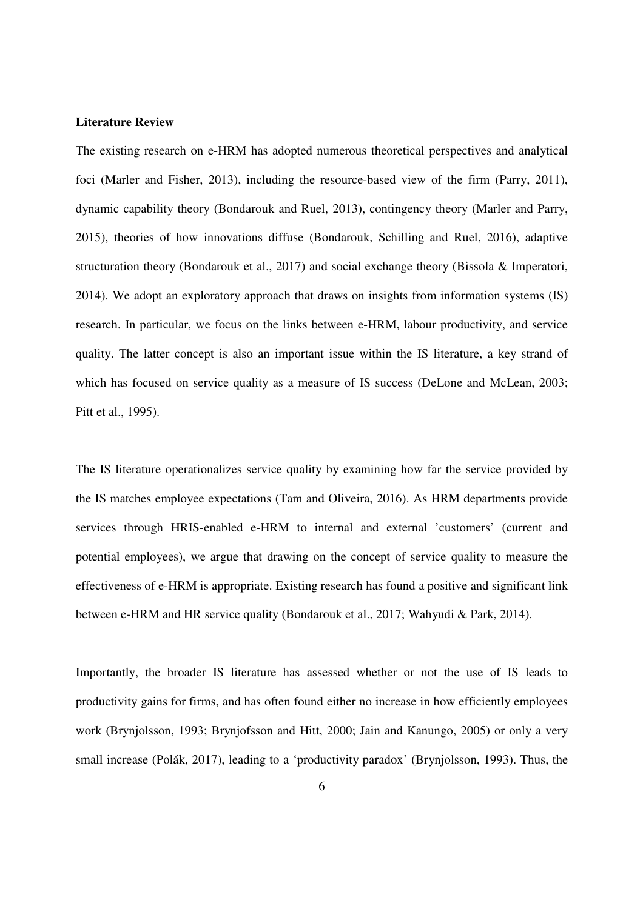**Literature Review**

The existing research on e-HRM has adopted numerous theoretical perspectives and analytical foci (Marler and Fisher, 2013), including the resource-based view of the firm (Parry, 2011), dynamic capability theory (Bondarouk and Ruel, 2013), contingency theory (Marler and Parry, 2015), theories of how innovations diffuse (Bondarouk, Schilling and Ruel, 2016), adaptive structuration theory (Bondarouk et al., 2017) and social exchange theory (Bissola & Imperatori, 2014). We adopt an exploratory approach that draws on insights from information systems (IS) research. In particular, we focus on the links between e-HRM, labour productivity, and service quality. The latter concept is also an important issue within the IS literature, a key strand of which has focused on service quality as a measure of IS success (DeLone and McLean, 2003; Pitt et al., 1995).

The IS literature operationalizes service quality by examining how far the service provided by the IS matches employee expectations (Tam and Oliveira, 2016). As HRM departments provide services through HRIS-enabled e-HRM to internal and external 'customers' (current and potential employees), we argue that drawing on the concept of service quality to measure the effectiveness of e-HRM is appropriate. Existing research has found a positive and significant link between e-HRM and HR service quality (Bondarouk et al., 2017; Wahyudi & Park, 2014).

Importantly, the broader IS literature has assessed whether or not the use of IS leads to productivity gains for firms, and has often found either no increase in how efficiently employees work (Brynjolsson, 1993; Brynjofsson and Hitt, 2000; Jain and Kanungo, 2005) or only a very small increase (Polák, 2017), leading to a 'productivity paradox' (Brynjolsson, 1993). Thus, the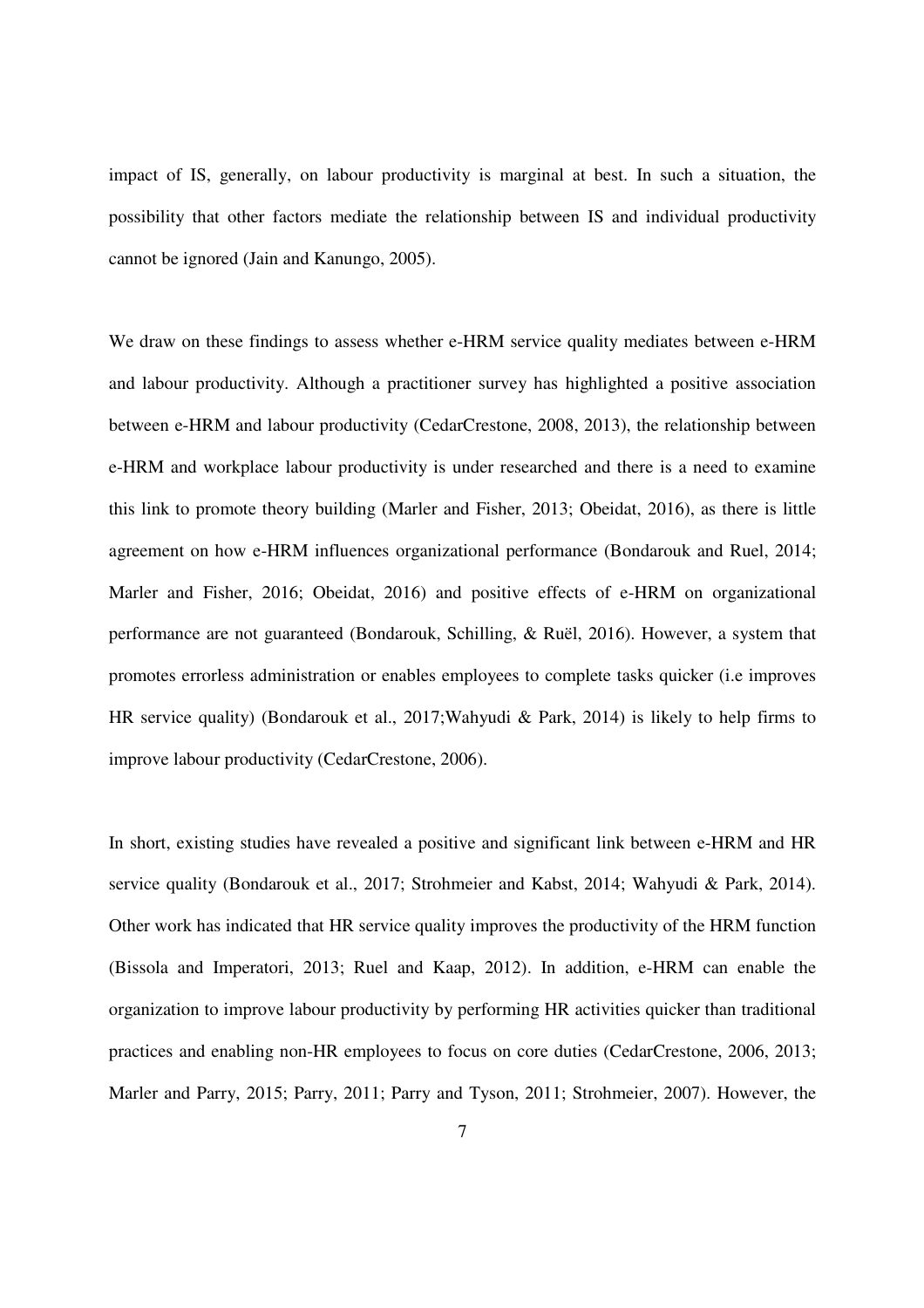impact of IS, generally, on labour productivity is marginal at best. In such a situation, the possibility that other factors mediate the relationship between IS and individual productivity cannot be ignored (Jain and Kanungo, 2005).

We draw on these findings to assess whether e-HRM service quality mediates between e-HRM and labour productivity. Although a practitioner survey has highlighted a positive association between e-HRM and labour productivity (CedarCrestone, 2008, 2013), the relationship between e-HRM and workplace labour productivity is under researched and there is a need to examine this link to promote theory building (Marler and Fisher, 2013; Obeidat, 2016), as there is little agreement on how e-HRM influences organizational performance (Bondarouk and Ruel, 2014; Marler and Fisher, 2016; Obeidat, 2016) and positive effects of e-HRM on organizational performance are not guaranteed (Bondarouk, Schilling, & Ruël, 2016). However, a system that promotes errorless administration or enables employees to complete tasks quicker (i.e improves HR service quality) (Bondarouk et al., 2017;Wahyudi & Park, 2014) is likely to help firms to improve labour productivity (CedarCrestone, 2006).

In short, existing studies have revealed a positive and significant link between e-HRM and HR service quality (Bondarouk et al., 2017; Strohmeier and Kabst, 2014; Wahyudi & Park, 2014). Other work has indicated that HR service quality improves the productivity of the HRM function (Bissola and Imperatori, 2013; Ruel and Kaap, 2012). In addition, e-HRM can enable the organization to improve labour productivity by performing HR activities quicker than traditional practices and enabling non-HR employees to focus on core duties (CedarCrestone, 2006, 2013; Marler and Parry, 2015; Parry, 2011; Parry and Tyson, 2011; Strohmeier, 2007). However, the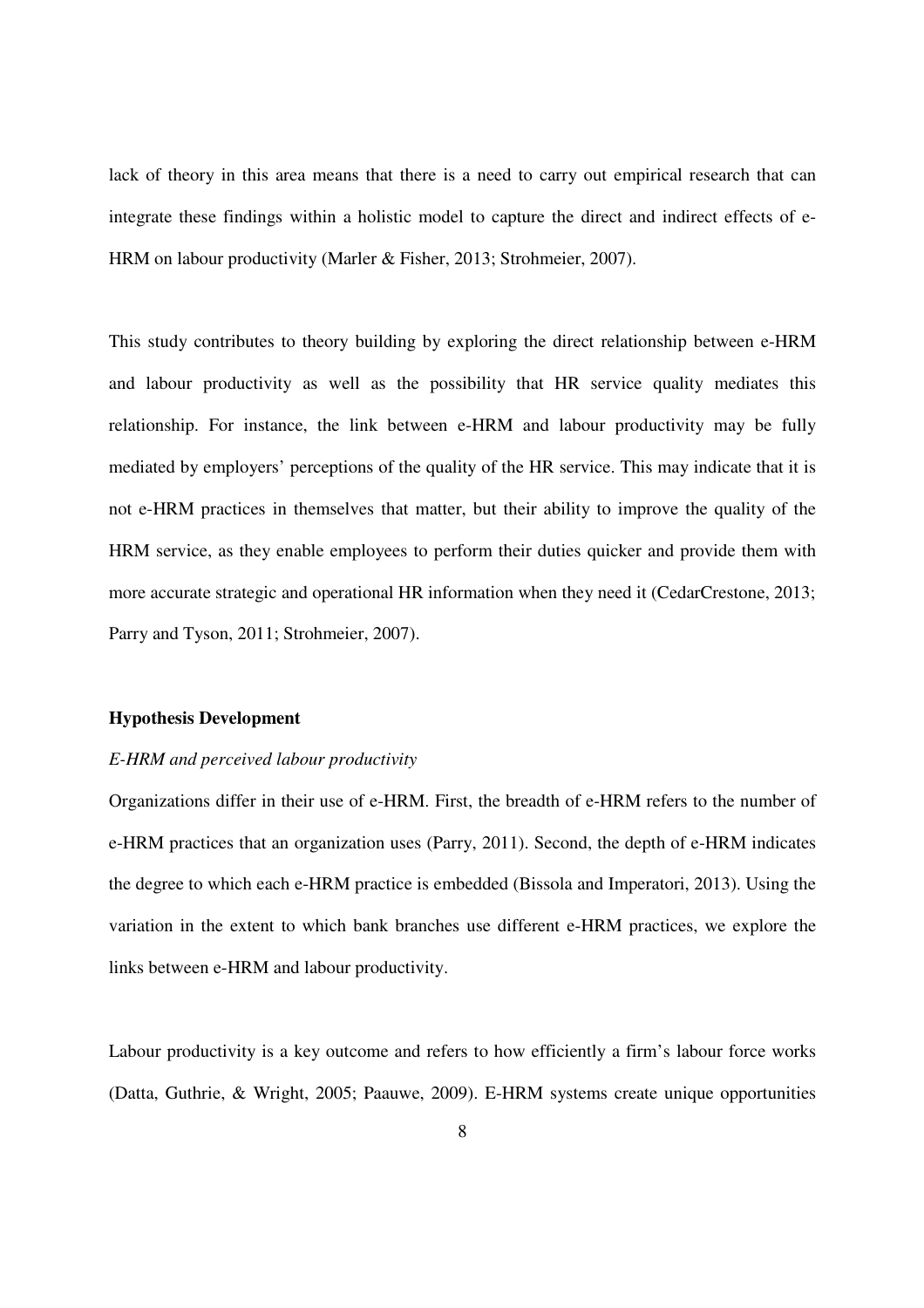lack of theory in this area means that there is a need to carry out empirical research that can integrate these findings within a holistic model to capture the direct and indirect effects of e-HRM on labour productivity (Marler & Fisher, 2013; Strohmeier, 2007).

This study contributes to theory building by exploring the direct relationship between e-HRM and labour productivity as well as the possibility that HR service quality mediates this relationship. For instance, the link between e-HRM and labour productivity may be fully mediated by employers' perceptions of the quality of the HR service. This may indicate that it is not e-HRM practices in themselves that matter, but their ability to improve the quality of the HRM service, as they enable employees to perform their duties quicker and provide them with more accurate strategic and operational HR information when they need it (CedarCrestone, 2013; Parry and Tyson, 2011; Strohmeier, 2007).

## Hypothesis Development

### *E-HRM and perceived labour productivity*

Organizations differ in their use of e-HRM. First, the breadth of e-HRM refers to the number of e-HRM practices that an organization uses (Parry, 2011). Second, the depth of e-HRM indicates the degree to which each e-HRM practice is embedded (Bissola and Imperatori, 2013). Using the variation in the extent to which bank branches use different e-HRM practices, we explore the links between e-HRM and labour productivity.

Labour productivity is a key outcome and refers to how efficiently a firm's labour force works (Datta, Guthrie, & Wright, 2005; Paauwe, 2009). E-HRM systems create unique opportunities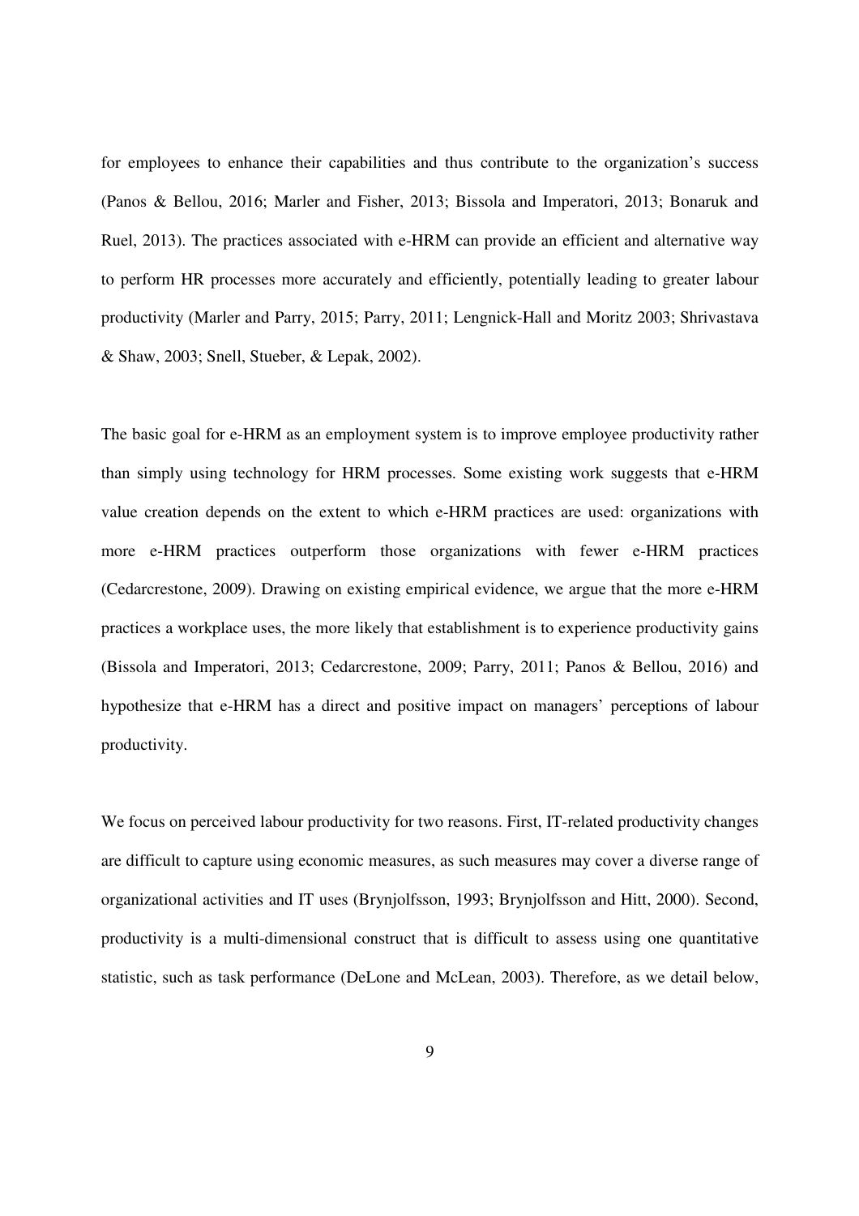for employees to enhance their capabilities and thus contribute to the organization's success (Panos & Bellou, 2016; Marler and Fisher, 2013; Bissola and Imperatori, 2013; Bonaruk and Ruel, 2013). The practices associated with e-HRM can provide an efficient and alternative way to perform HR processes more accurately and efficiently, potentially leading to greater labour productivity (Marler and Parry, 2015; Parry, 2011; Lengnick-Hall and Moritz 2003; Shrivastava & Shaw, 2003; Snell, Stueber, & Lepak, 2002).

The basic goal for e-HRM as an employment system is to improve employee productivity rather than simply using technology for HRM processes. Some existing work suggests that e-HRM value creation depends on the extent to which e-HRM practices are used: organizations with more e-HRM practices outperform those organizations with fewer e-HRM practices (Cedarcrestone, 2009). Drawing on existing empirical evidence, we argue that the more e-HRM practices a workplace uses, the more likely that establishment is to experience productivity gains (Bissola and Imperatori, 2013; Cedarcrestone, 2009; Parry, 2011; Panos & Bellou, 2016) and hypothesize that e-HRM has a direct and positive impact on managers' perceptions of labour productivity.

We focus on perceived labour productivity for two reasons. First, IT-related productivity changes are difficult to capture using economic measures, as such measures may cover a diverse range of organizational activities and IT uses (Brynjolfsson, 1993; Brynjolfsson and Hitt, 2000). Second, productivity is a multi-dimensional construct that is difficult to assess using one quantitative statistic, such as task performance (DeLone and McLean, 2003). Therefore, as we detail below,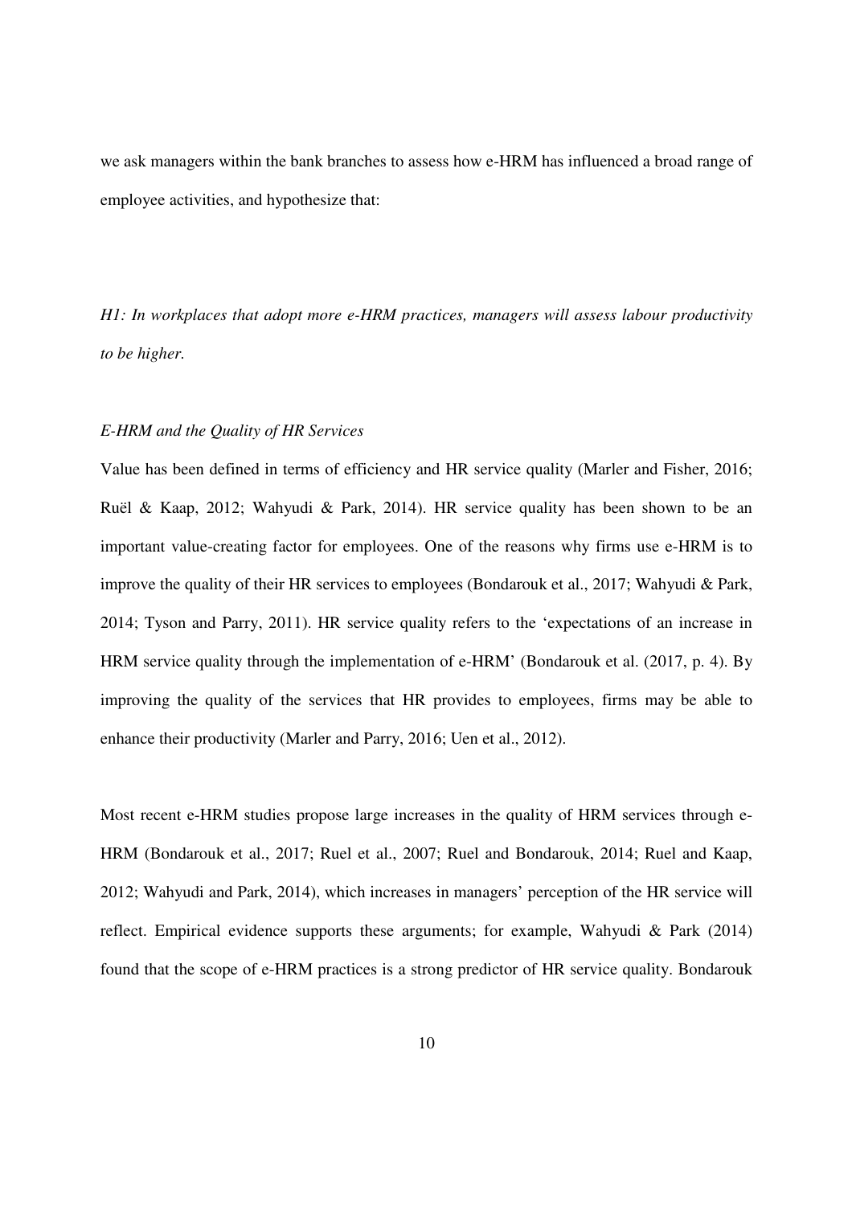we ask managers within the bank branches to assess how e-HRM has influenced a broad range of employee activities, and hypothesize that:

*H1: In workplaces that adopt more e-HRM practices, managers will assess labour productivity to be higher.*

### *E-HRM and the Quality of HR Services*

Value has been defined in terms of efficiency and HR service quality (Marler and Fisher, 2016; Ruël & Kaap, 2012; Wahyudi & Park, 2014). HR service quality has been shown to be an important value-creating factor for employees. One of the reasons why firms use e-HRM is to improve the quality of their HR services to employees (Bondarouk et al., 2017; Wahyudi & Park, 2014; Tyson and Parry, 2011). HR service quality refers to the 'expectations of an increase in HRM service quality through the implementation of e-HRM' (Bondarouk et al. (2017, p. 4). By improving the quality of the services that HR provides to employees, firms may be able to enhance their productivity (Marler and Parry, 2016; Uen et al., 2012).

Most recent e-HRM studies propose large increases in the quality of HRM services through e-HRM (Bondarouk et al., 2017; Ruel et al., 2007; Ruel and Bondarouk, 2014; Ruel and Kaap, 2012; Wahyudi and Park, 2014), which increases in managers' perception of the HR service will reflect. Empirical evidence supports these arguments; for example, Wahyudi & Park (2014) found that the scope of e-HRM practices is a strong predictor of HR service quality. Bondarouk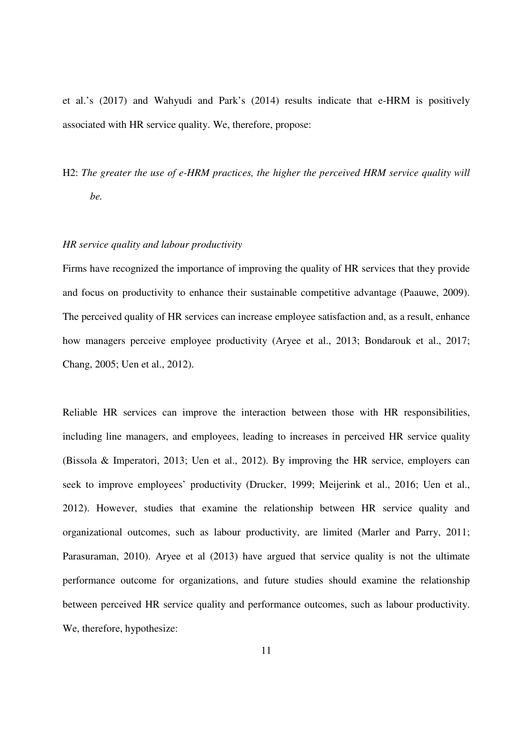et al.'s (2017) and Wahyudi and Park's (2014) results indicate that e-HRM is positively associated with HR service quality. We, therefore, propose:

H2: *The greater the use of e-HRM practices, the higher the perceived HRM service quality will be.*

*HR service quality and labour productivity*

Firms have recognized the importance of improving the quality of HR services that they provide and focus on productivity to enhance their sustainable competitive advantage (Paauwe, 2009). The perceived quality of HR services can increase employee satisfaction and, as a result, enhance how managers perceive employee productivity (Aryee et al., 2013; Bondarouk et al., 2017; Chang, 2005; Uen et al., 2012).

Reliable HR services can improve the interaction between those with HR responsibilities, including line managers, and employees, leading to increases in perceived HR service quality (Bissola & Imperatori, 2013; Uen et al., 2012). By improving the HR service, employers can seek to improve employees' productivity (Drucker, 1999; Meijerink et al., 2016; Uen et al., 2012). However, studies that examine the relationship between HR service quality and organizational outcomes, such as labour productivity, are limited (Marler and Parry, 2011; Parasuraman, 2010). Aryee et al (2013) have argued that service quality is not the ultimate performance outcome for organizations, and future studies should examine the relationship between perceived HR service quality and performance outcomes, such as labour productivity. We, therefore, hypothesize: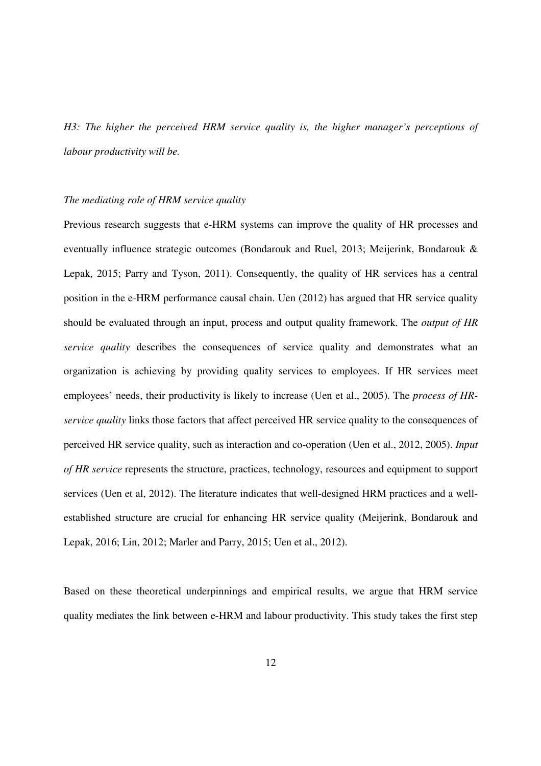*H3: The higher the perceived HRM service quality is, the higher manager's perceptions of labour productivity will be.*

### *The mediating role of HRM service quality*

Previous research suggests that e-HRM systems can improve the quality of HR processes and eventually influence strategic outcomes (Bondarouk and Ruel, 2013; Meijerink, Bondarouk & Lepak, 2015; Parry and Tyson, 2011). Consequently, the quality of HR services has a central position in the e-HRM performance causal chain. Uen (2012) has argued that HR service quality should be evaluated through an input, process and output quality framework. The *output of HR service quality* describes the consequences of service quality and demonstrates what an organization is achieving by providing quality services to employees. If HR services meet employees' needs, their productivity is likely to increase (Uen et al., 2005). The *process of HR-service quality* links those factors that affect perceived HR service quality to the consequences of perceived HR service quality, such as interaction and co-operation (Uen et al., 2012, 2005). *Input of HR service* represents the structure, practices, technology, resources and equipment to support services (Uen et al, 2012). The literature indicates that well-designed HRM practices and a well-established structure are crucial for enhancing HR service quality (Meijerink, Bondarouk and Lepak, 2016; Lin, 2012; Marler and Parry, 2015; Uen et al., 2012).

Based on these theoretical underpinnings and empirical results, we argue that HRM service quality mediates the link between e-HRM and labour productivity. This study takes the first step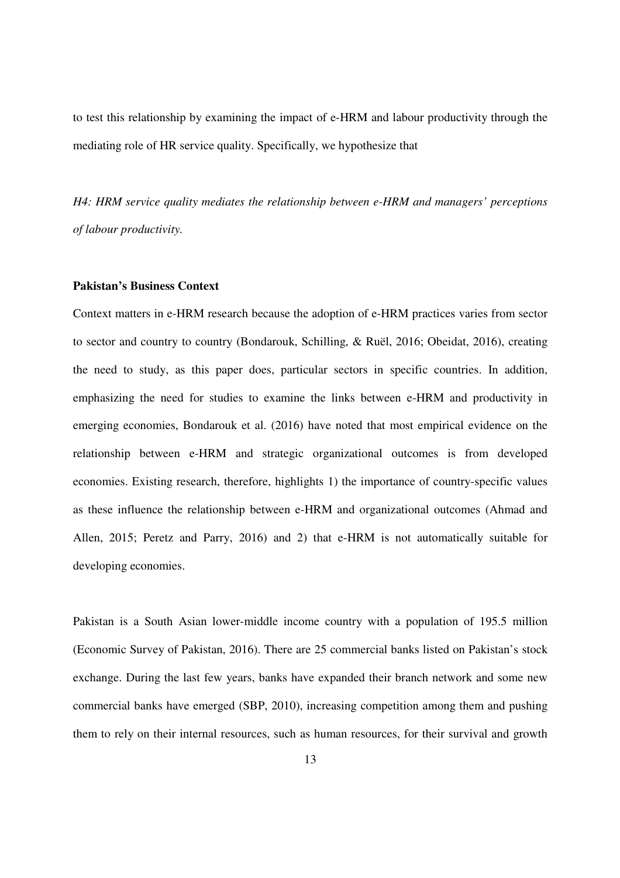to test this relationship by examining the impact of e-HRM and labour productivity through the mediating role of HR service quality. Specifically, we hypothesize that

*H4: HRM service quality mediates the relationship between e-HRM and managers' perceptions of labour productivity.*

**Pakistan's Business Context**

Context matters in e-HRM research because the adoption of e-HRM practices varies from sector to sector and country to country (Bondarouk, Schilling, & Ruël, 2016; Obeidat, 2016), creating the need to study, as this paper does, particular sectors in specific countries. In addition, emphasizing the need for studies to examine the links between e-HRM and productivity in emerging economies, Bondarouk et al. (2016) have noted that most empirical evidence on the relationship between e-HRM and strategic organizational outcomes is from developed economies. Existing research, therefore, highlights 1) the importance of country-specific values as these influence the relationship between e-HRM and organizational outcomes (Ahmad and Allen, 2015; Peretz and Parry, 2016) and 2) that e-HRM is not automatically suitable for developing economies.

Pakistan is a South Asian lower-middle income country with a population of 195.5 million (Economic Survey of Pakistan, 2016). There are 25 commercial banks listed on Pakistan's stock exchange. During the last few years, banks have expanded their branch network and some new commercial banks have emerged (SBP, 2010), increasing competition among them and pushing them to rely on their internal resources, such as human resources, for their survival and growth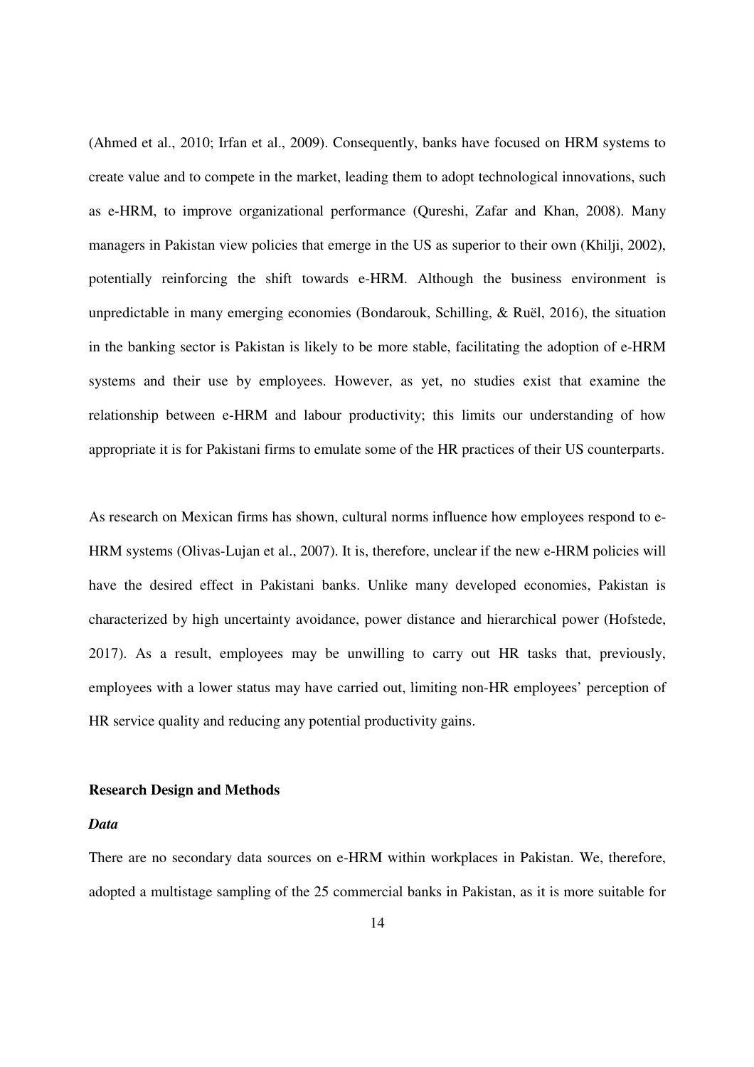(Ahmed et al., 2010; Irfan et al., 2009). Consequently, banks have focused on HRM systems to create value and to compete in the market, leading them to adopt technological innovations, such as e-HRM, to improve organizational performance (Qureshi, Zafar and Khan, 2008). Many managers in Pakistan view policies that emerge in the US as superior to their own (Khilji, 2002), potentially reinforcing the shift towards e-HRM. Although the business environment is unpredictable in many emerging economies (Bondarouk, Schilling, & Ruël, 2016), the situation in the banking sector is Pakistan is likely to be more stable, facilitating the adoption of e-HRM systems and their use by employees. However, as yet, no studies exist that examine the relationship between e-HRM and labour productivity; this limits our understanding of how appropriate it is for Pakistani firms to emulate some of the HR practices of their US counterparts.

As research on Mexican firms has shown, cultural norms influence how employees respond to e-HRM systems (Olivas-Lujan et al., 2007). It is, therefore, unclear if the new e-HRM policies will have the desired effect in Pakistani banks. Unlike many developed economies, Pakistan is characterized by high uncertainty avoidance, power distance and hierarchical power (Hofstede, 2017). As a result, employees may be unwilling to carry out HR tasks that, previously, employees with a lower status may have carried out, limiting non-HR employees' perception of HR service quality and reducing any potential productivity gains.

## Research Design and Methods

### *Data*

There are no secondary data sources on e-HRM within workplaces in Pakistan. We, therefore, adopted a multistage sampling of the 25 commercial banks in Pakistan, as it is more suitable for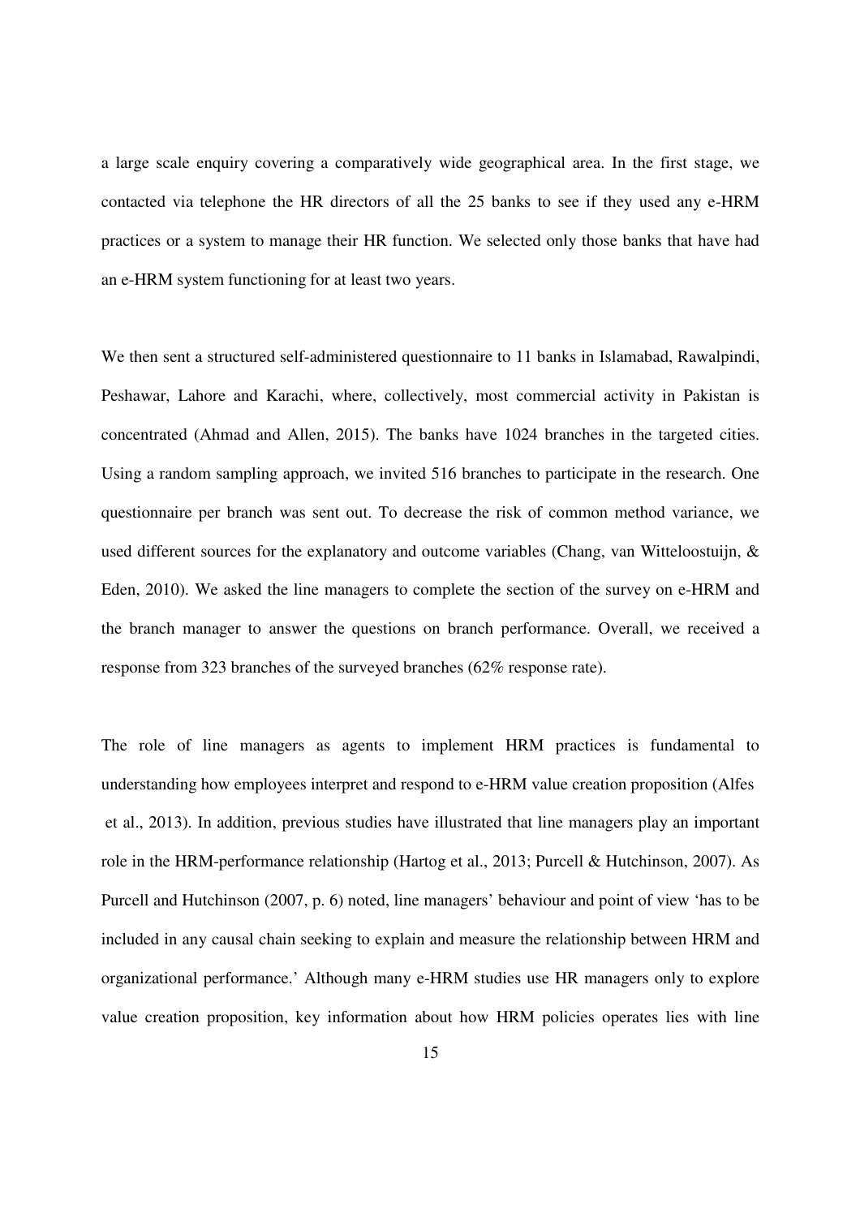a large scale enquiry covering a comparatively wide geographical area. In the first stage, we contacted via telephone the HR directors of all the 25 banks to see if they used any e-HRM practices or a system to manage their HR function. We selected only those banks that have had an e-HRM system functioning for at least two years.

We then sent a structured self-administered questionnaire to 11 banks in Islamabad, Rawalpindi, Peshawar, Lahore and Karachi, where, collectively, most commercial activity in Pakistan is concentrated (Ahmad and Allen, 2015). The banks have 1024 branches in the targeted cities. Using a random sampling approach, we invited 516 branches to participate in the research. One questionnaire per branch was sent out. To decrease the risk of common method variance, we used different sources for the explanatory and outcome variables (Chang, van Witteloostuijn, & Eden, 2010). We asked the line managers to complete the section of the survey on e-HRM and the branch manager to answer the questions on branch performance. Overall, we received a response from 323 branches of the surveyed branches (62% response rate).

The role of line managers as agents to implement HRM practices is fundamental to understanding how employees interpret and respond to e-HRM value creation proposition (Alfes et al., 2013). In addition, previous studies have illustrated that line managers play an important role in the HRM-performance relationship (Hartog et al., 2013; Purcell & Hutchinson, 2007). As Purcell and Hutchinson (2007, p. 6) noted, line managers' behaviour and point of view 'has to be included in any causal chain seeking to explain and measure the relationship between HRM and organizational performance.' Although many e-HRM studies use HR managers only to explore value creation proposition, key information about how HRM policies operates lies with line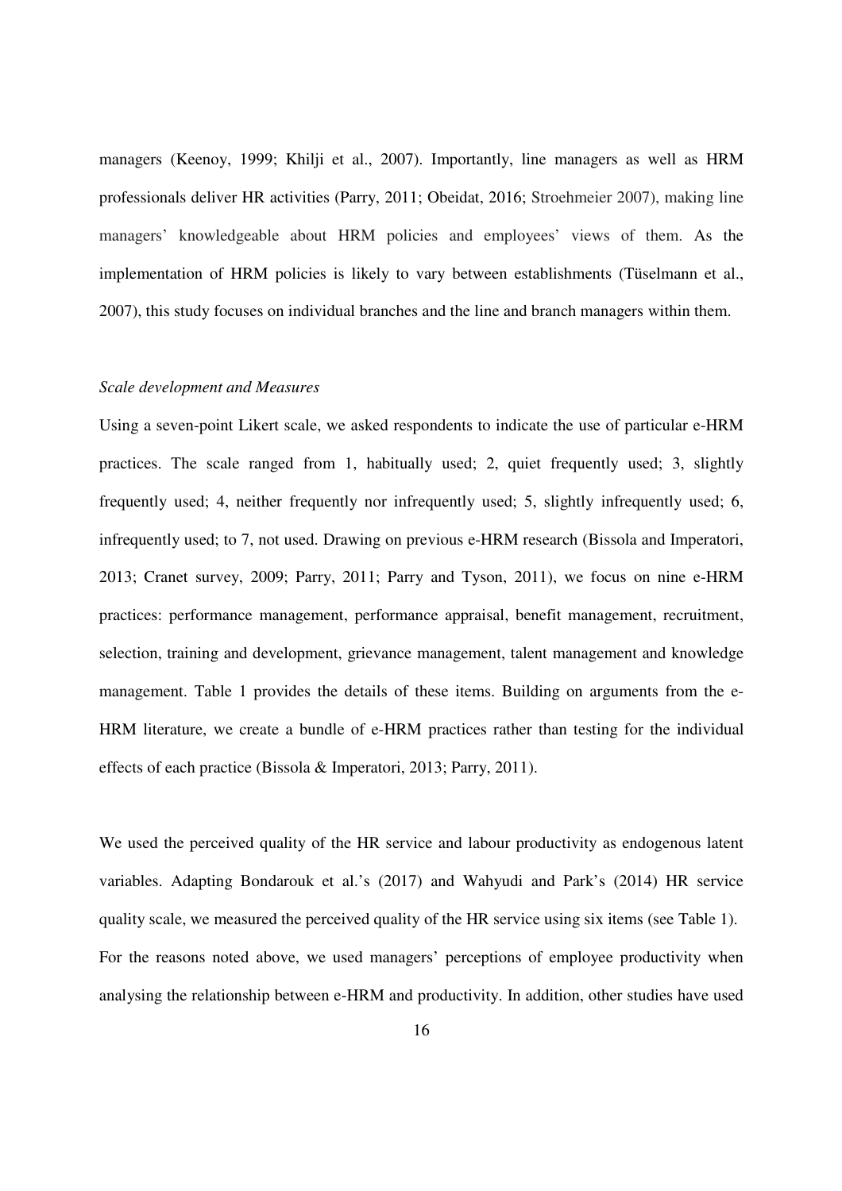managers (Keenoy, 1999; Khilji et al., 2007). Importantly, line managers as well as HRM professionals deliver HR activities (Parry, 2011; Obeidat, 2016; Stroehmeier 2007), making line managers' knowledgeable about HRM policies and employees' views of them. As the implementation of HRM policies is likely to vary between establishments (Tüselmann et al., 2007), this study focuses on individual branches and the line and branch managers within them.

*Scale development and Measures*

Using a seven-point Likert scale, we asked respondents to indicate the use of particular e-HRM practices. The scale ranged from 1, habitually used; 2, quiet frequently used; 3, slightly frequently used; 4, neither frequently nor infrequently used; 5, slightly infrequently used; 6, infrequently used; to 7, not used. Drawing on previous e-HRM research (Bissola and Imperatori, 2013; Cranet survey, 2009; Parry, 2011; Parry and Tyson, 2011), we focus on nine e-HRM practices: performance management, performance appraisal, benefit management, recruitment, selection, training and development, grievance management, talent management and knowledge management. Table 1 provides the details of these items. Building on arguments from the e-HRM literature, we create a bundle of e-HRM practices rather than testing for the individual effects of each practice (Bissola & Imperatori, 2013; Parry, 2011).

We used the perceived quality of the HR service and labour productivity as endogenous latent variables. Adapting Bondarouk et al.'s (2017) and Wahyudi and Park's (2014) HR service quality scale, we measured the perceived quality of the HR service using six items (see Table 1). For the reasons noted above, we used managers' perceptions of employee productivity when analysing the relationship between e-HRM and productivity. In addition, other studies have used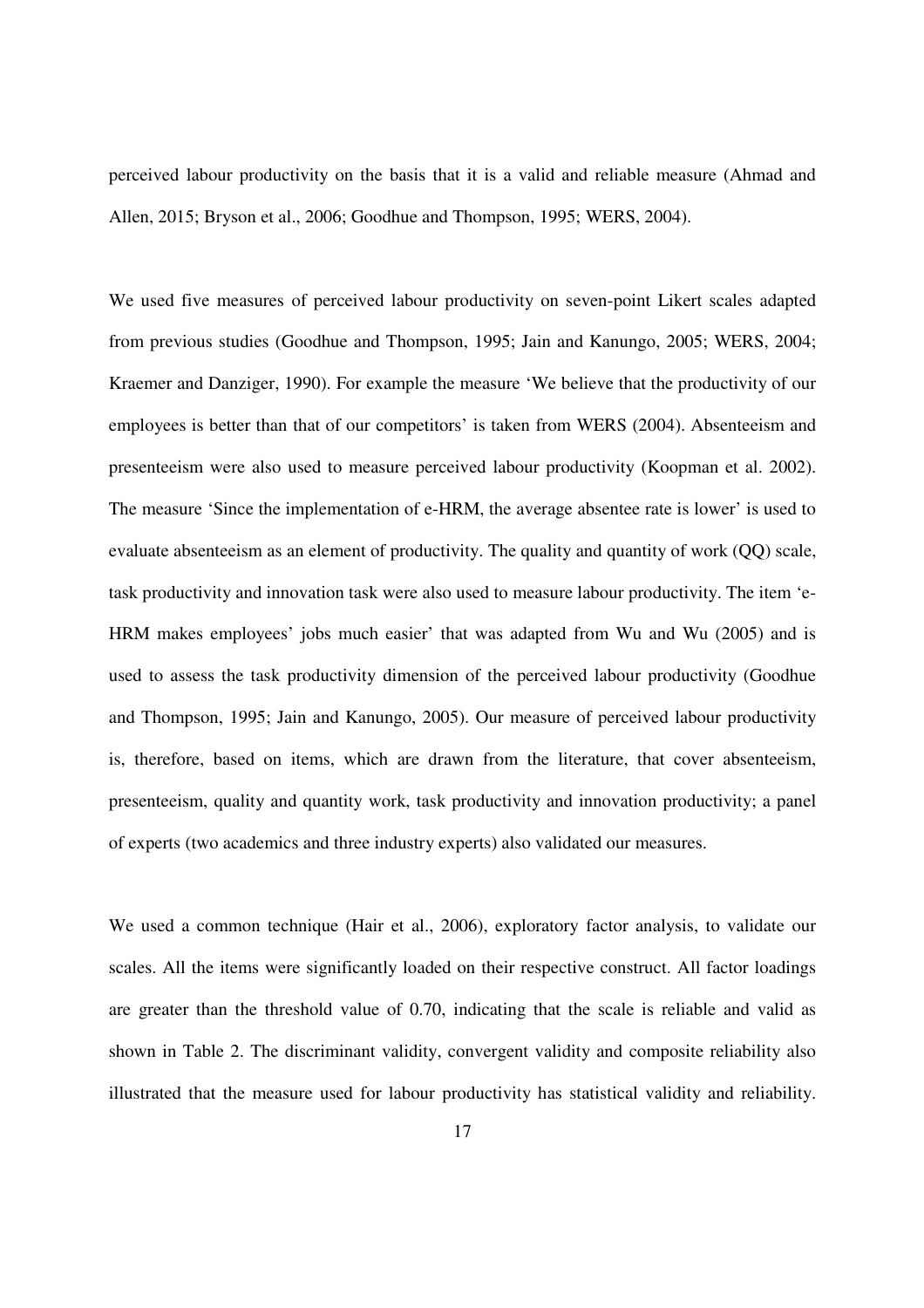perceived labour productivity on the basis that it is a valid and reliable measure (Ahmad and Allen, 2015; Bryson et al., 2006; Goodhue and Thompson, 1995; WERS, 2004).

We used five measures of perceived labour productivity on seven-point Likert scales adapted from previous studies (Goodhue and Thompson, 1995; Jain and Kanungo, 2005; WERS, 2004; Kraemer and Danziger, 1990). For example the measure 'We believe that the productivity of our employees is better than that of our competitors' is taken from WERS (2004). Absenteeism and presenteeism were also used to measure perceived labour productivity (Koopman et al. 2002). The measure 'Since the implementation of e-HRM, the average absentee rate is lower' is used to evaluate absenteeism as an element of productivity. The quality and quantity of work (QQ) scale, task productivity and innovation task were also used to measure labour productivity. The item 'e-HRM makes employees' jobs much easier' that was adapted from Wu and Wu (2005) and is used to assess the task productivity dimension of the perceived labour productivity (Goodhue and Thompson, 1995; Jain and Kanungo, 2005). Our measure of perceived labour productivity is, therefore, based on items, which are drawn from the literature, that cover absenteeism, presenteeism, quality and quantity work, task productivity and innovation productivity; a panel of experts (two academics and three industry experts) also validated our measures.

We used a common technique (Hair et al., 2006), exploratory factor analysis, to validate our scales. All the items were significantly loaded on their respective construct. All factor loadings are greater than the threshold value of 0.70, indicating that the scale is reliable and valid as shown in Table 2. The discriminant validity, convergent validity and composite reliability also illustrated that the measure used for labour productivity has statistical validity and reliability.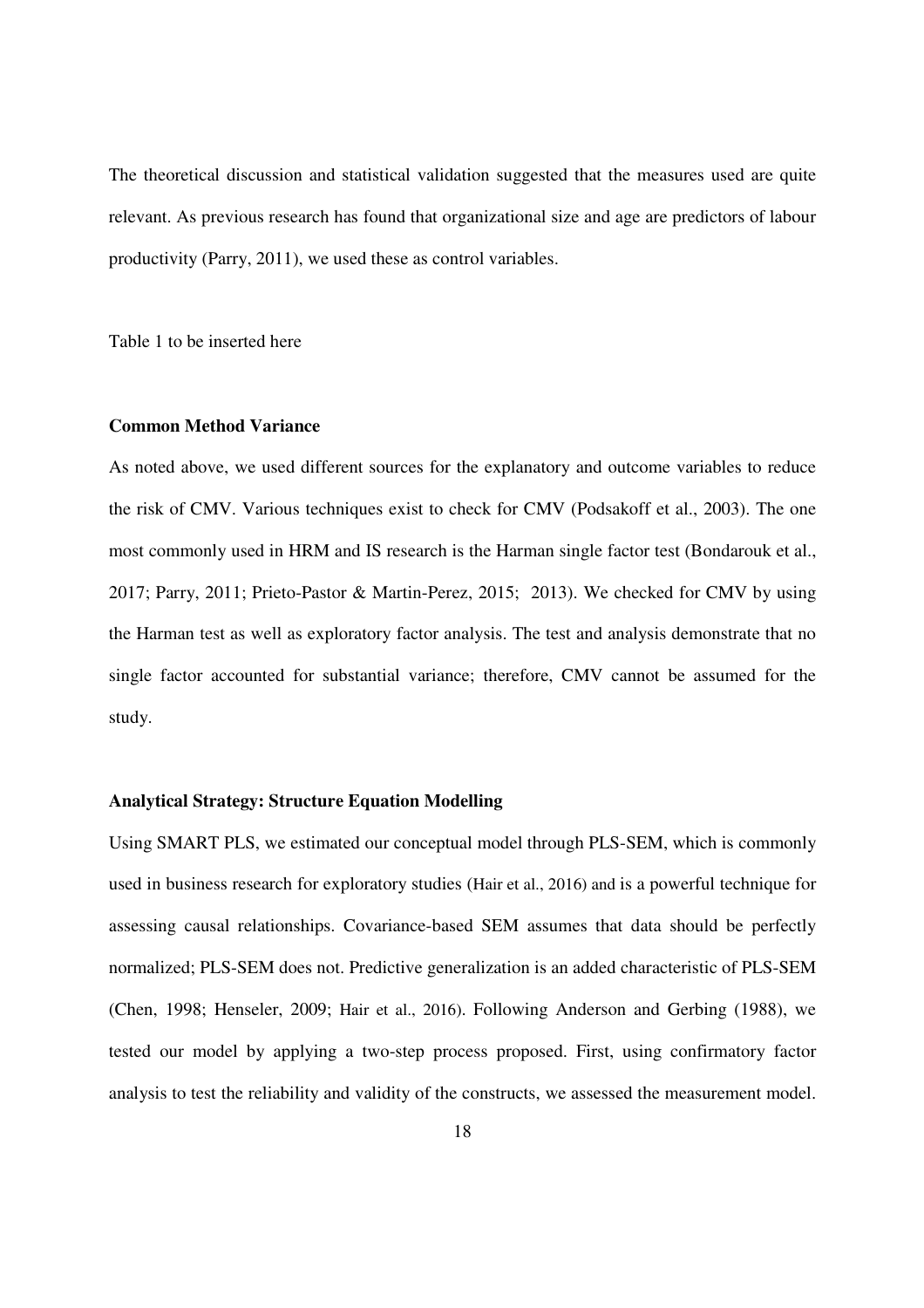The theoretical discussion and statistical validation suggested that the measures used are quite relevant. As previous research has found that organizational size and age are predictors of labour productivity (Parry, 2011), we used these as control variables.

Table 1 to be inserted here

### Common Method Variance

As noted above, we used different sources for the explanatory and outcome variables to reduce the risk of CMV. Various techniques exist to check for CMV (Podsakoff et al., 2003). The one most commonly used in HRM and IS research is the Harman single factor test (Bondarouk et al., 2017; Parry, 2011; Prieto-Pastor & Martin-Perez, 2015; 2013). We checked for CMV by using the Harman test as well as exploratory factor analysis. The test and analysis demonstrate that no single factor accounted for substantial variance; therefore, CMV cannot be assumed for the study.

### Analytical Strategy: Structure Equation Modelling

Using SMART PLS, we estimated our conceptual model through PLS-SEM, which is commonly used in business research for exploratory studies (Hair et al., 2016) and is a powerful technique for assessing causal relationships. Covariance-based SEM assumes that data should be perfectly normalized; PLS-SEM does not. Predictive generalization is an added characteristic of PLS-SEM (Chen, 1998; Henseler, 2009; Hair et al., 2016). Following Anderson and Gerbing (1988), we tested our model by applying a two-step process proposed. First, using confirmatory factor analysis to test the reliability and validity of the constructs, we assessed the measurement model.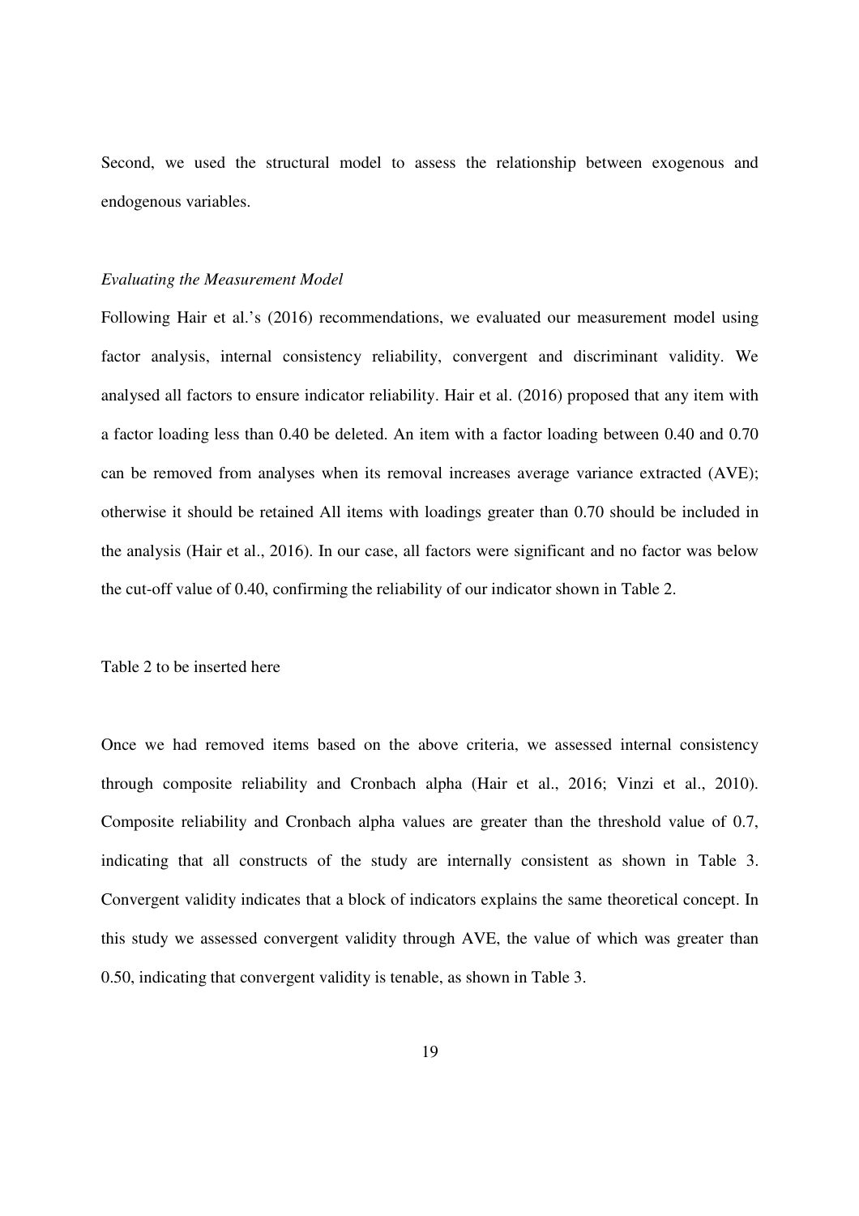Second, we used the structural model to assess the relationship between exogenous and endogenous variables.

*Evaluating the Measurement Model*

Following Hair et al.'s (2016) recommendations, we evaluated our measurement model using factor analysis, internal consistency reliability, convergent and discriminant validity. We analysed all factors to ensure indicator reliability. Hair et al. (2016) proposed that any item with a factor loading less than 0.40 be deleted. An item with a factor loading between 0.40 and 0.70 can be removed from analyses when its removal increases average variance extracted (AVE); otherwise it should be retained All items with loadings greater than 0.70 should be included in the analysis (Hair et al., 2016). In our case, all factors were significant and no factor was below the cut-off value of 0.40, confirming the reliability of our indicator shown in Table 2.

Table 2 to be inserted here

Once we had removed items based on the above criteria, we assessed internal consistency through composite reliability and Cronbach alpha (Hair et al., 2016; Vinzi et al., 2010). Composite reliability and Cronbach alpha values are greater than the threshold value of 0.7, indicating that all constructs of the study are internally consistent as shown in Table 3. Convergent validity indicates that a block of indicators explains the same theoretical concept. In this study we assessed convergent validity through AVE, the value of which was greater than 0.50, indicating that convergent validity is tenable, as shown in Table 3.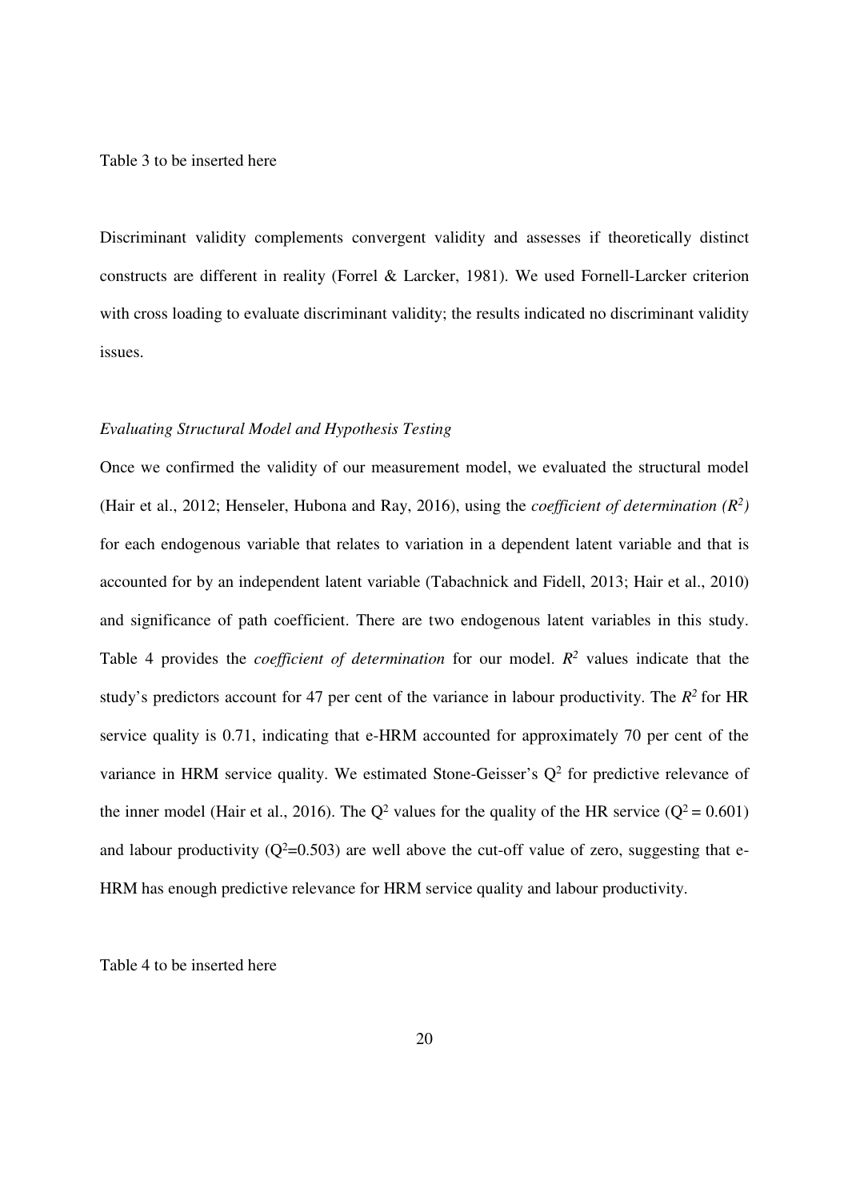Table 3 to be inserted here

Discriminant validity complements convergent validity and assesses if theoretically distinct constructs are different in reality (Forrel & Larcker, 1981). We used Fornell-Larcker criterion with cross loading to evaluate discriminant validity; the results indicated no discriminant validity issues.

*Evaluating Structural Model and Hypothesis Testing*

Once we confirmed the validity of our measurement model, we evaluated the structural model (Hair et al., 2012; Henseler, Hubona and Ray, 2016), using the *coefficient of determination ($R^2$)* for each endogenous variable that relates to variation in a dependent latent variable and that is accounted for by an independent latent variable (Tabachnick and Fidell, 2013; Hair et al., 2010) and significance of path coefficient. There are two endogenous latent variables in this study. Table 4 provides the *coefficient of determination* for our model. $R^2$ values indicate that the study's predictors account for 47 per cent of the variance in labour productivity. The $R^2$ for HR service quality is 0.71, indicating that e-HRM accounted for approximately 70 per cent of the variance in HRM service quality. We estimated Stone-Geisser's $Q^2$ for predictive relevance of the inner model (Hair et al., 2016). The $Q^2$ values for the quality of the HR service ($Q^2 = 0.601$) and labour productivity ($Q^2$=0.503) are well above the cut-off value of zero, suggesting that e-HRM has enough predictive relevance for HRM service quality and labour productivity.

Table 4 to be inserted here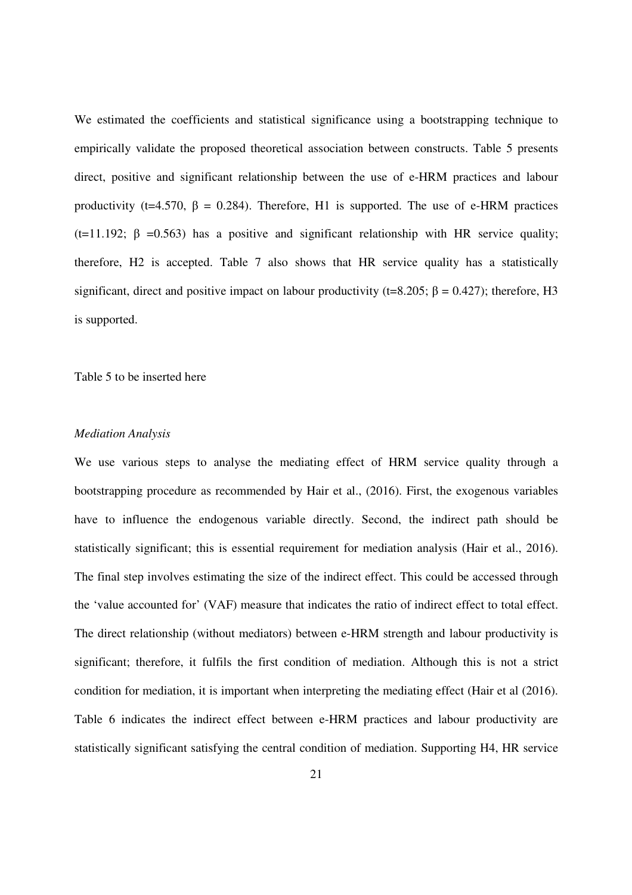We estimated the coefficients and statistical significance using a bootstrapping technique to empirically validate the proposed theoretical association between constructs. Table 5 presents direct, positive and significant relationship between the use of e-HRM practices and labour productivity ($t=4.570$, $\beta = 0.284$). Therefore, H1 is supported. The use of e-HRM practices ($t=11.192$; $\beta = 0.563$) has a positive and significant relationship with HR service quality; therefore, H2 is accepted. Table 7 also shows that HR service quality has a statistically significant, direct and positive impact on labour productivity ($t=8.205$; $\beta = 0.427$); therefore, H3 is supported.

Table 5 to be inserted here

*Mediation Analysis*

We use various steps to analyse the mediating effect of HRM service quality through a bootstrapping procedure as recommended by Hair et al., (2016). First, the exogenous variables have to influence the endogenous variable directly. Second, the indirect path should be statistically significant; this is essential requirement for mediation analysis (Hair et al., 2016). The final step involves estimating the size of the indirect effect. This could be accessed through the 'value accounted for' (VAF) measure that indicates the ratio of indirect effect to total effect. The direct relationship (without mediators) between e-HRM strength and labour productivity is significant; therefore, it fulfils the first condition of mediation. Although this is not a strict condition for mediation, it is important when interpreting the mediating effect (Hair et al (2016). Table 6 indicates the indirect effect between e-HRM practices and labour productivity are statistically significant satisfying the central condition of mediation. Supporting H4, HR service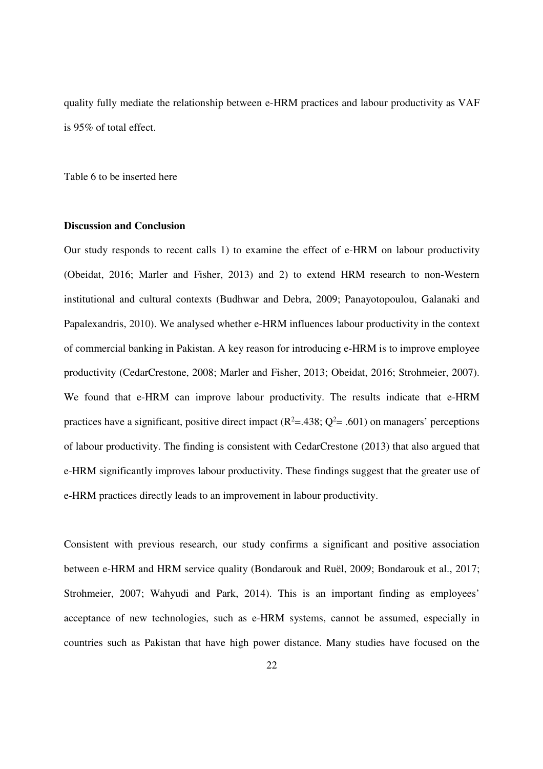quality fully mediate the relationship between e-HRM practices and labour productivity as VAF is 95% of total effect.

Table 6 to be inserted here

**Discussion and Conclusion**

Our study responds to recent calls 1) to examine the effect of e-HRM on labour productivity (Obeidat, 2016; Marler and Fisher, 2013) and 2) to extend HRM research to non-Western institutional and cultural contexts (Budhwar and Debra, 2009; Panayotopoulou, Galanaki and Papalexandris, 2010). We analysed whether e-HRM influences labour productivity in the context of commercial banking in Pakistan. A key reason for introducing e-HRM is to improve employee productivity (CedarCrestone, 2008; Marler and Fisher, 2013; Obeidat, 2016; Strohmeier, 2007). We found that e-HRM can improve labour productivity. The results indicate that e-HRM practices have a significant, positive direct impact ($R^2$=.438; $Q^2$= .601) on managers' perceptions of labour productivity. The finding is consistent with CedarCrestone (2013) that also argued that e-HRM significantly improves labour productivity. These findings suggest that the greater use of e-HRM practices directly leads to an improvement in labour productivity.

Consistent with previous research, our study confirms a significant and positive association between e-HRM and HRM service quality (Bondarouk and Ruël, 2009; Bondarouk et al., 2017; Strohmeier, 2007; Wahyudi and Park, 2014). This is an important finding as employees' acceptance of new technologies, such as e-HRM systems, cannot be assumed, especially in countries such as Pakistan that have high power distance. Many studies have focused on the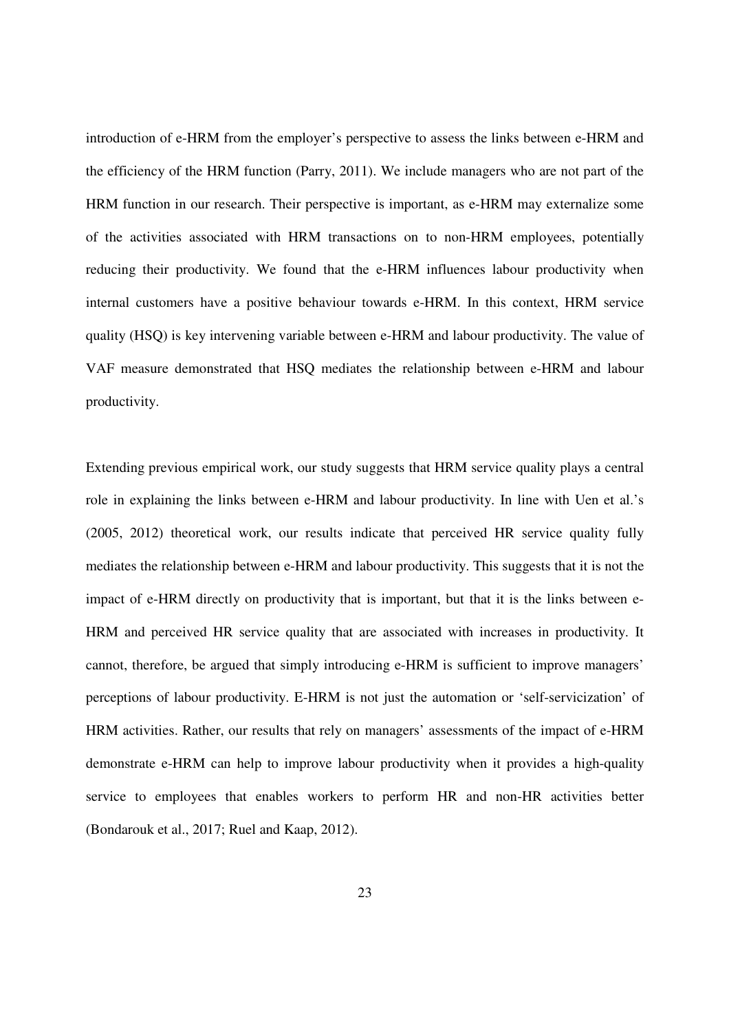introduction of e-HRM from the employer's perspective to assess the links between e-HRM and the efficiency of the HRM function (Parry, 2011). We include managers who are not part of the HRM function in our research. Their perspective is important, as e-HRM may externalize some of the activities associated with HRM transactions on to non-HRM employees, potentially reducing their productivity. We found that the e-HRM influences labour productivity when internal customers have a positive behaviour towards e-HRM. In this context, HRM service quality (HSQ) is key intervening variable between e-HRM and labour productivity. The value of VAF measure demonstrated that HSQ mediates the relationship between e-HRM and labour productivity.

Extending previous empirical work, our study suggests that HRM service quality plays a central role in explaining the links between e-HRM and labour productivity. In line with Uen et al.'s (2005, 2012) theoretical work, our results indicate that perceived HR service quality fully mediates the relationship between e-HRM and labour productivity. This suggests that it is not the impact of e-HRM directly on productivity that is important, but that it is the links between e-HRM and perceived HR service quality that are associated with increases in productivity. It cannot, therefore, be argued that simply introducing e-HRM is sufficient to improve managers' perceptions of labour productivity. E-HRM is not just the automation or 'self-servicization' of HRM activities. Rather, our results that rely on managers' assessments of the impact of e-HRM demonstrate e-HRM can help to improve labour productivity when it provides a high-quality service to employees that enables workers to perform HR and non-HR activities better (Bondarouk et al., 2017; Ruel and Kaap, 2012).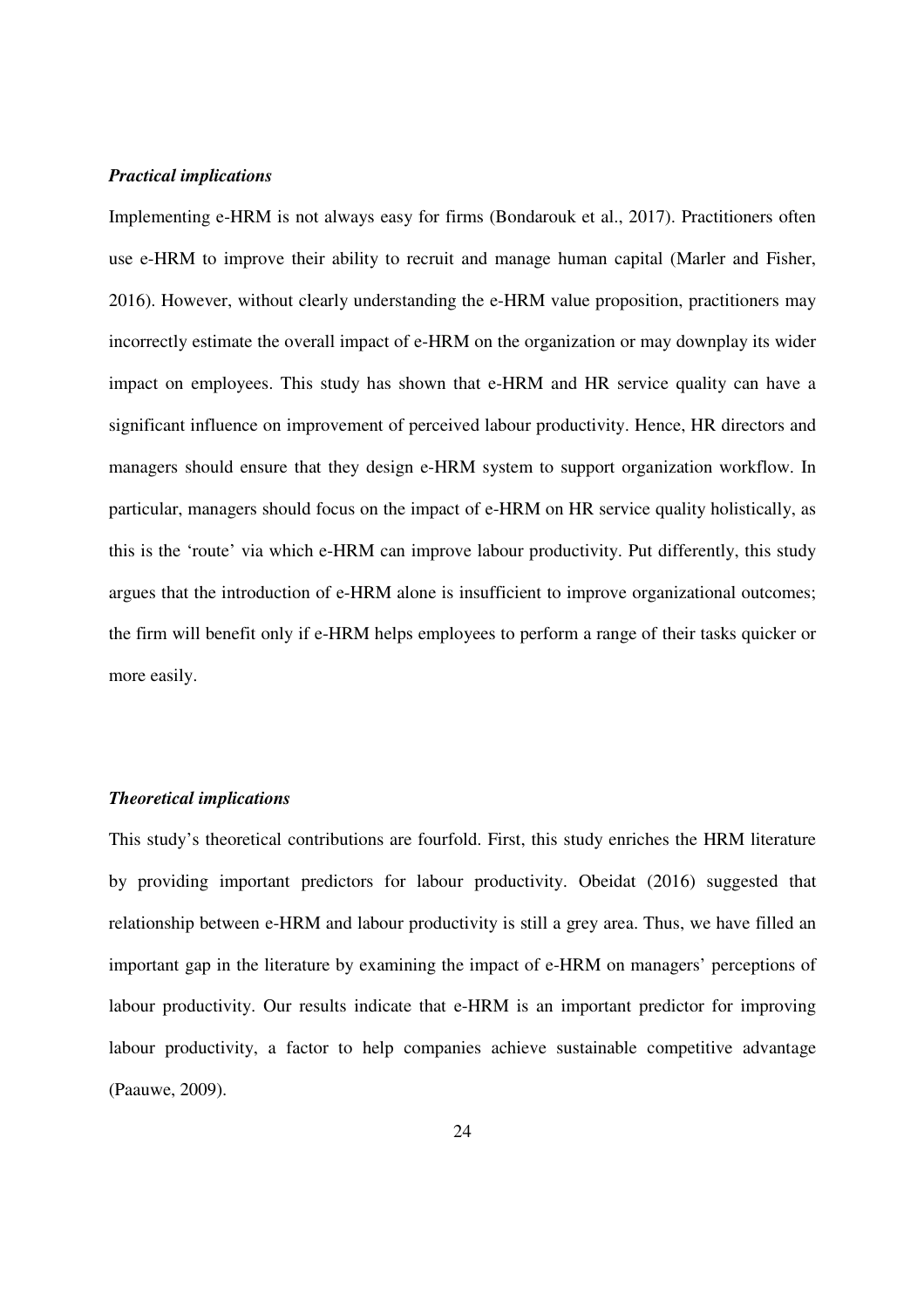### *Practical implications*

Implementing e-HRM is not always easy for firms (Bondarouk et al., 2017). Practitioners often use e-HRM to improve their ability to recruit and manage human capital (Marler and Fisher, 2016). However, without clearly understanding the e-HRM value proposition, practitioners may incorrectly estimate the overall impact of e-HRM on the organization or may downplay its wider impact on employees. This study has shown that e-HRM and HR service quality can have a significant influence on improvement of perceived labour productivity. Hence, HR directors and managers should ensure that they design e-HRM system to support organization workflow. In particular, managers should focus on the impact of e-HRM on HR service quality holistically, as this is the 'route' via which e-HRM can improve labour productivity. Put differently, this study argues that the introduction of e-HRM alone is insufficient to improve organizational outcomes; the firm will benefit only if e-HRM helps employees to perform a range of their tasks quicker or more easily.

### *Theoretical implications*

This study's theoretical contributions are fourfold. First, this study enriches the HRM literature by providing important predictors for labour productivity. Obeidat (2016) suggested that relationship between e-HRM and labour productivity is still a grey area. Thus, we have filled an important gap in the literature by examining the impact of e-HRM on managers' perceptions of labour productivity. Our results indicate that e-HRM is an important predictor for improving labour productivity, a factor to help companies achieve sustainable competitive advantage (Paauwe, 2009).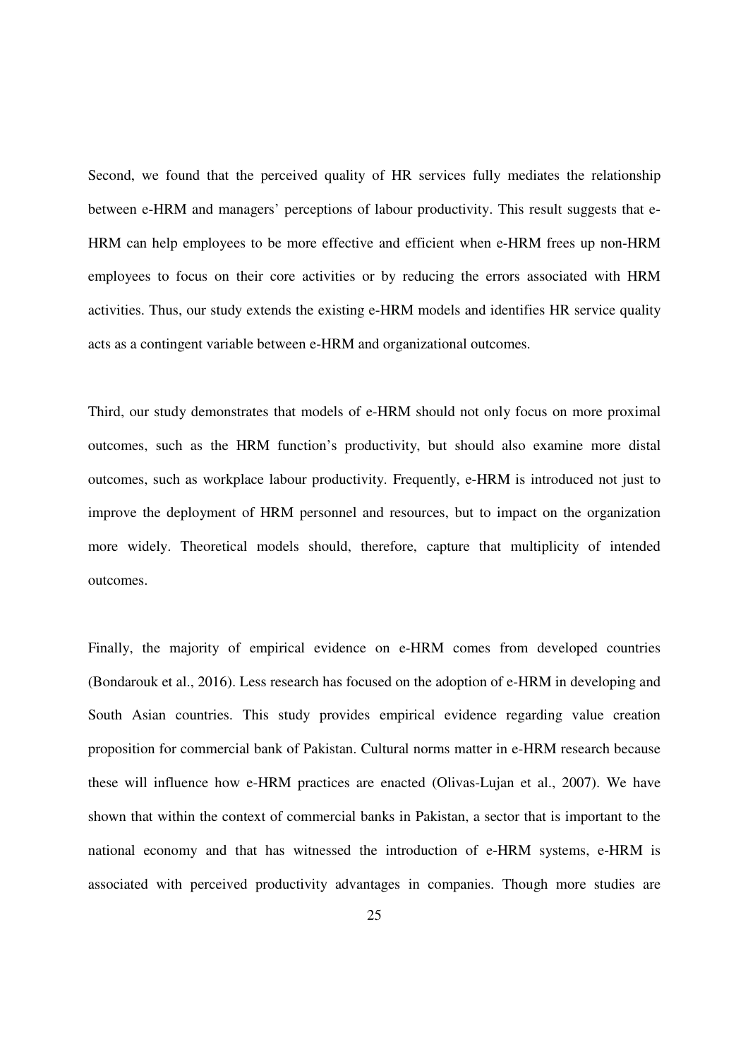Second, we found that the perceived quality of HR services fully mediates the relationship between e-HRM and managers' perceptions of labour productivity. This result suggests that e-HRM can help employees to be more effective and efficient when e-HRM frees up non-HRM employees to focus on their core activities or by reducing the errors associated with HRM activities. Thus, our study extends the existing e-HRM models and identifies HR service quality acts as a contingent variable between e-HRM and organizational outcomes.

Third, our study demonstrates that models of e-HRM should not only focus on more proximal outcomes, such as the HRM function's productivity, but should also examine more distal outcomes, such as workplace labour productivity. Frequently, e-HRM is introduced not just to improve the deployment of HRM personnel and resources, but to impact on the organization more widely. Theoretical models should, therefore, capture that multiplicity of intended outcomes.

Finally, the majority of empirical evidence on e-HRM comes from developed countries (Bondarouk et al., 2016). Less research has focused on the adoption of e-HRM in developing and South Asian countries. This study provides empirical evidence regarding value creation proposition for commercial bank of Pakistan. Cultural norms matter in e-HRM research because these will influence how e-HRM practices are enacted (Olivas-Lujan et al., 2007). We have shown that within the context of commercial banks in Pakistan, a sector that is important to the national economy and that has witnessed the introduction of e-HRM systems, e-HRM is associated with perceived productivity advantages in companies. Though more studies are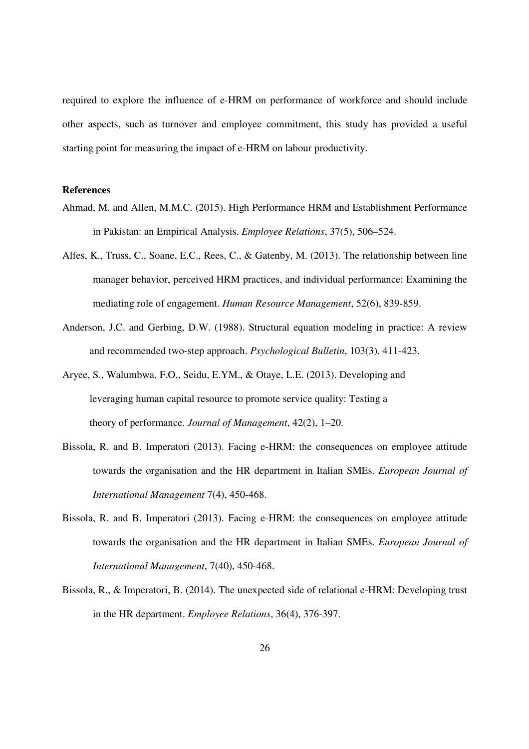required to explore the influence of e-HRM on performance of workforce and should include other aspects, such as turnover and employee commitment, this study has provided a useful starting point for measuring the impact of e-HRM on labour productivity.

**References**

Ahmad, M. and Allen, M.M.C. (2015). High Performance HRM and Establishment Performance in Pakistan: an Empirical Analysis. *Employee Relations*, 37(5), 506–524.

Alfes, K., Truss, C., Soane, E.C., Rees, C., & Gatenby, M. (2013). The relationship between line manager behavior, perceived HRM practices, and individual performance: Examining the mediating role of engagement. *Human Resource Management*, 52(6), 839-859.

Anderson, J.C. and Gerbing, D.W. (1988). Structural equation modeling in practice: A review and recommended two-step approach. *Psychological Bulletin*, 103(3), 411-423.

Aryee, S., Walumbwa, F.O., Seidu, E.YM., & Otaye, L.E. (2013). Developing and leveraging human capital resource to promote service quality: Testing a theory of performance. *Journal of Management*, 42(2), 1–20.

Bissola, R. and B. Imperatori (2013). Facing e-HRM: the consequences on employee attitude towards the organisation and the HR department in Italian SMEs. *European Journal of International Management* 7(4), 450-468.

Bissola, R. and B. Imperatori (2013). Facing e-HRM: the consequences on employee attitude towards the organisation and the HR department in Italian SMEs. *European Journal of International Management*, 7(40), 450-468.

Bissola, R., & Imperatori, B. (2014). The unexpected side of relational e-HRM: Developing trust in the HR department. *Employee Relations*, 36(4), 376-397.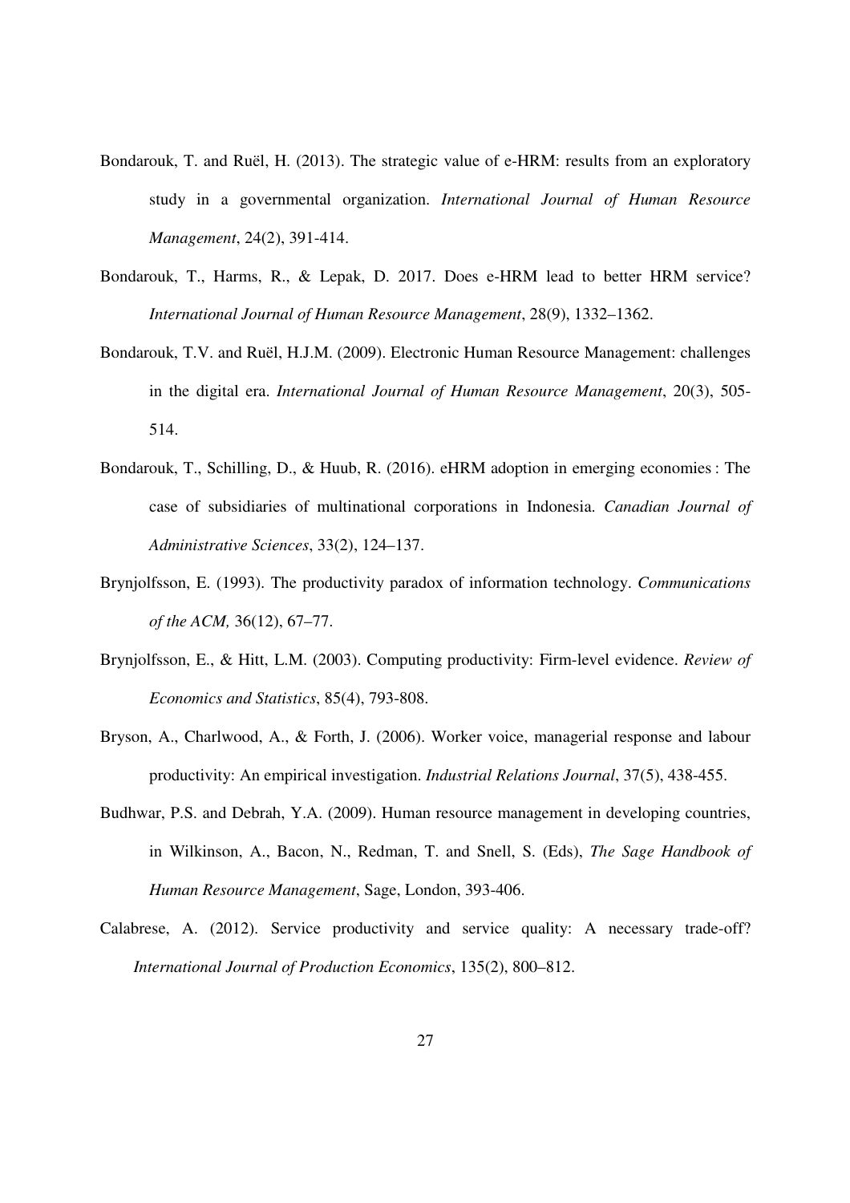Bondarouk, T. and Ruël, H. (2013). The strategic value of e-HRM: results from an exploratory study in a governmental organization. *International Journal of Human Resource Management*, 24(2), 391-414.

Bondarouk, T., Harms, R., & Lepak, D. 2017. Does e-HRM lead to better HRM service? *International Journal of Human Resource Management*, 28(9), 1332–1362.

Bondarouk, T.V. and Ruël, H.J.M. (2009). Electronic Human Resource Management: challenges in the digital era. *International Journal of Human Resource Management*, 20(3), 505-514.

Bondarouk, T., Schilling, D., & Huub, R. (2016). eHRM adoption in emerging economies : The case of subsidiaries of multinational corporations in Indonesia. *Canadian Journal of Administrative Sciences*, 33(2), 124–137.

Brynjolfsson, E. (1993). The productivity paradox of information technology. *Communications of the ACM,* 36(12), 67–77.

Brynjolfsson, E., & Hitt, L.M. (2003). Computing productivity: Firm-level evidence. *Review of Economics and Statistics*, 85(4), 793-808.

Bryson, A., Charlwood, A., & Forth, J. (2006). Worker voice, managerial response and labour productivity: An empirical investigation. *Industrial Relations Journal*, 37(5), 438-455.

Budhwar, P.S. and Debrah, Y.A. (2009). Human resource management in developing countries, in Wilkinson, A., Bacon, N., Redman, T. and Snell, S. (Eds), *The Sage Handbook of Human Resource Management*, Sage, London, 393-406.

Calabrese, A. (2012). Service productivity and service quality: A necessary trade-off? *International Journal of Production Economics*, 135(2), 800–812.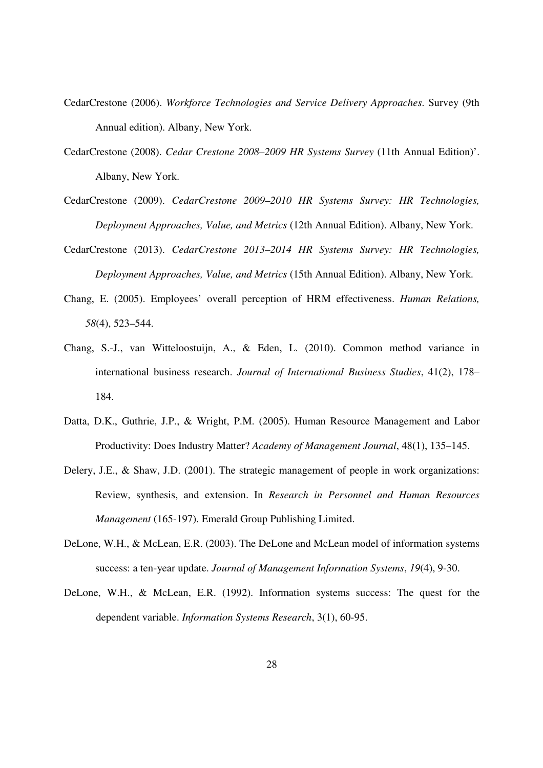CedarCrestone (2006). *Workforce Technologies and Service Delivery Approaches*. Survey (9th Annual edition). Albany, New York.

CedarCrestone (2008). *Cedar Crestone 2008–2009 HR Systems Survey* (11th Annual Edition)'. Albany, New York.

CedarCrestone (2009). *CedarCrestone 2009–2010 HR Systems Survey: HR Technologies, Deployment Approaches, Value, and Metrics* (12th Annual Edition). Albany, New York.

CedarCrestone (2013). *CedarCrestone 2013–2014 HR Systems Survey: HR Technologies, Deployment Approaches, Value, and Metrics* (15th Annual Edition). Albany, New York.

Chang, E. (2005). Employees' overall perception of HRM effectiveness. *Human Relations, 58*(4), 523–544.

Chang, S.-J., van Witteloostuijn, A., & Eden, L. (2010). Common method variance in international business research. *Journal of International Business Studies*, 41(2), 178–184.

Datta, D.K., Guthrie, J.P., & Wright, P.M. (2005). Human Resource Management and Labor Productivity: Does Industry Matter? *Academy of Management Journal*, 48(1), 135–145.

Delery, J.E., & Shaw, J.D. (2001). The strategic management of people in work organizations: Review, synthesis, and extension. In *Research in Personnel and Human Resources Management* (165-197). Emerald Group Publishing Limited.

DeLone, W.H., & McLean, E.R. (2003). The DeLone and McLean model of information systems success: a ten-year update. *Journal of Management Information Systems*, *19*(4), 9-30.

DeLone, W.H., & McLean, E.R. (1992). Information systems success: The quest for the dependent variable. *Information Systems Research*, 3(1), 60-95.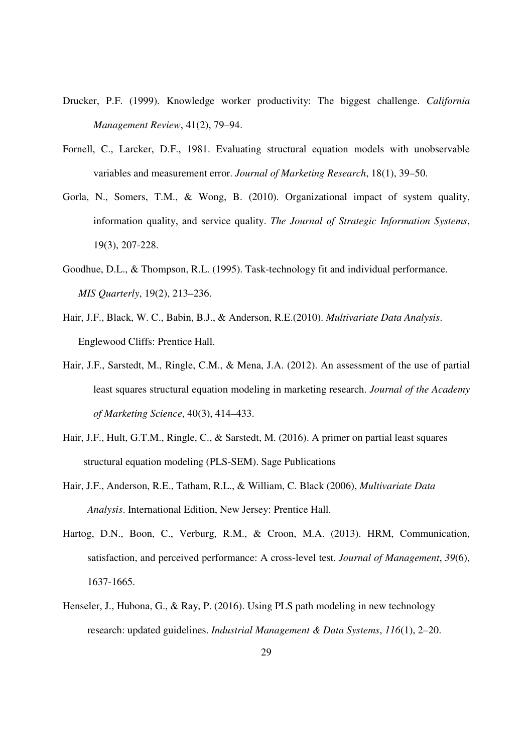Drucker, P.F. (1999). Knowledge worker productivity: The biggest challenge. *California Management Review*, 41(2), 79–94.

Fornell, C., Larcker, D.F., 1981. Evaluating structural equation models with unobservable variables and measurement error. *Journal of Marketing Research*, 18(1), 39–50.

Gorla, N., Somers, T.M., & Wong, B. (2010). Organizational impact of system quality, information quality, and service quality. *The Journal of Strategic Information Systems*, 19(3), 207-228.

Goodhue, D.L., & Thompson, R.L. (1995). Task-technology fit and individual performance. *MIS Quarterly*, 19(2), 213–236.

Hair, J.F., Black, W. C., Babin, B.J., & Anderson, R.E.(2010). *Multivariate Data Analysis*. Englewood Cliffs: Prentice Hall.

Hair, J.F., Sarstedt, M., Ringle, C.M., & Mena, J.A. (2012). An assessment of the use of partial least squares structural equation modeling in marketing research. *Journal of the Academy of Marketing Science*, 40(3), 414–433.

Hair, J.F., Hult, G.T.M., Ringle, C., & Sarstedt, M. (2016). A primer on partial least squares structural equation modeling (PLS-SEM). Sage Publications

Hair, J.F., Anderson, R.E., Tatham, R.L., & William, C. Black (2006), *Multivariate Data Analysis*. International Edition, New Jersey: Prentice Hall.

Hartog, D.N., Boon, C., Verburg, R.M., & Croon, M.A. (2013). HRM, Communication, satisfaction, and perceived performance: A cross-level test. *Journal of Management*, *39*(6), 1637-1665.

Henseler, J., Hubona, G., & Ray, P. (2016). Using PLS path modeling in new technology research: updated guidelines. *Industrial Management & Data Systems*, *116*(1), 2–20.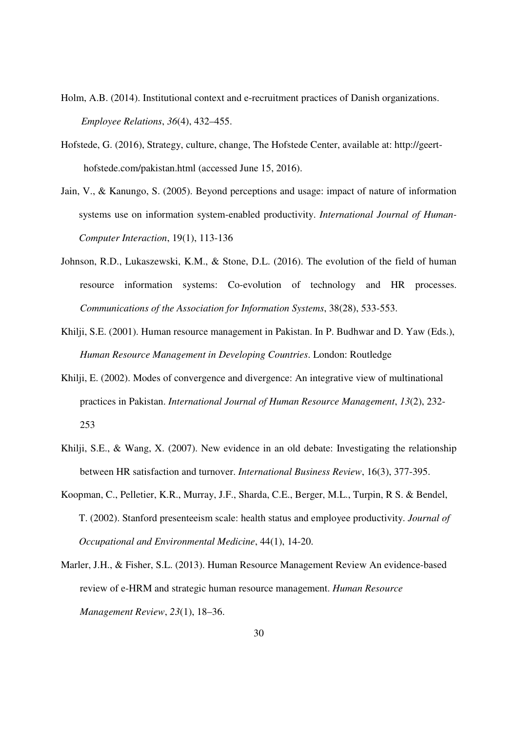Holm, A.B. (2014). Institutional context and e-recruitment practices of Danish organizations. *Employee Relations*, *36*(4), 432–455.

Hofstede, G. (2016), Strategy, culture, change, The Hofstede Center, available at: http://geert-hofstede.com/pakistan.html (accessed June 15, 2016).

Jain, V., & Kanungo, S. (2005). Beyond perceptions and usage: impact of nature of information systems use on information system-enabled productivity. *International Journal of Human-Computer Interaction*, 19(1), 113-136

Johnson, R.D., Lukaszewski, K.M., & Stone, D.L. (2016). The evolution of the field of human resource information systems: Co-evolution of technology and HR processes. *Communications of the Association for Information Systems*, 38(28), 533-553.

Khilji, S.E. (2001). Human resource management in Pakistan. In P. Budhwar and D. Yaw (Eds.), *Human Resource Management in Developing Countries*. London: Routledge

Khilji, E. (2002). Modes of convergence and divergence: An integrative view of multinational practices in Pakistan. *International Journal of Human Resource Management*, *13*(2), 232-253

Khilji, S.E., & Wang, X. (2007). New evidence in an old debate: Investigating the relationship between HR satisfaction and turnover. *International Business Review*, 16(3), 377-395.

Koopman, C., Pelletier, K.R., Murray, J.F., Sharda, C.E., Berger, M.L., Turpin, R S. & Bendel, T. (2002). Stanford presenteeism scale: health status and employee productivity. *Journal of Occupational and Environmental Medicine*, 44(1), 14-20.

Marler, J.H., & Fisher, S.L. (2013). Human Resource Management Review An evidence-based review of e-HRM and strategic human resource management. *Human Resource Management Review*, *23*(1), 18–36.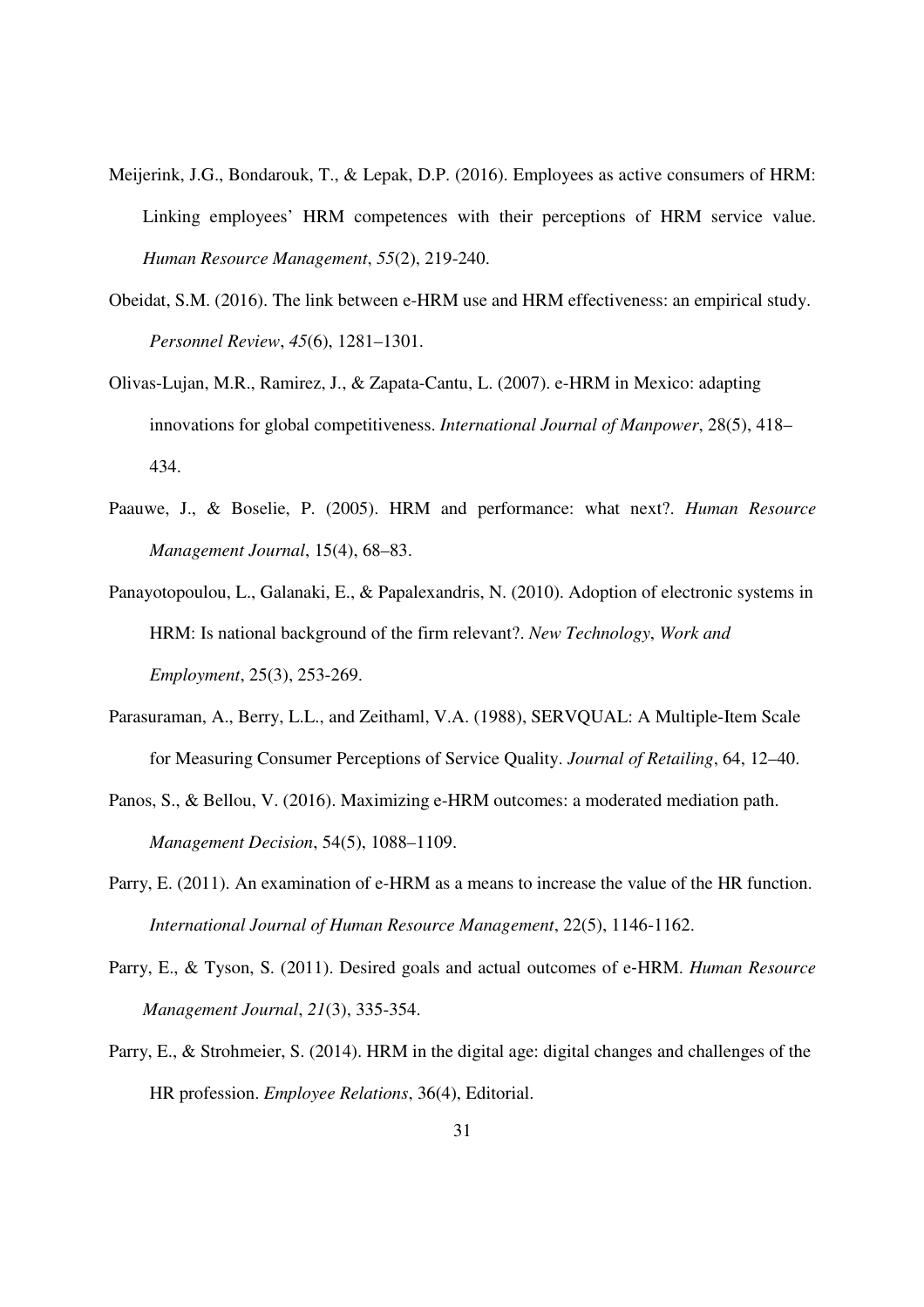Meijerink, J.G., Bondarouk, T., & Lepak, D.P. (2016). Employees as active consumers of HRM: Linking employees' HRM competences with their perceptions of HRM service value. *Human Resource Management*, *55*(2), 219-240.

Obeidat, S.M. (2016). The link between e-HRM use and HRM effectiveness: an empirical study. *Personnel Review*, *45*(6), 1281–1301.

Olivas-Lujan, M.R., Ramirez, J., & Zapata-Cantu, L. (2007). e-HRM in Mexico: adapting innovations for global competitiveness. *International Journal of Manpower*, 28(5), 418–434.

Paauwe, J., & Boselie, P. (2005). HRM and performance: what next?. *Human Resource Management Journal*, 15(4), 68–83.

Panayotopoulou, L., Galanaki, E., & Papalexandris, N. (2010). Adoption of electronic systems in HRM: Is national background of the firm relevant?. *New Technology*, *Work and Employment*, 25(3), 253-269.

Parasuraman, A., Berry, L.L., and Zeithaml, V.A. (1988), SERVQUAL: A Multiple-Item Scale for Measuring Consumer Perceptions of Service Quality. *Journal of Retailing*, 64, 12–40.

Panos, S., & Bellou, V. (2016). Maximizing e-HRM outcomes: a moderated mediation path. *Management Decision*, 54(5), 1088–1109.

Parry, E. (2011). An examination of e-HRM as a means to increase the value of the HR function. *International Journal of Human Resource Management*, 22(5), 1146-1162.

Parry, E., & Tyson, S. (2011). Desired goals and actual outcomes of e-HRM. *Human Resource Management Journal*, *21*(3), 335-354.

Parry, E., & Strohmeier, S. (2014). HRM in the digital age: digital changes and challenges of the HR profession. *Employee Relations*, 36(4), Editorial.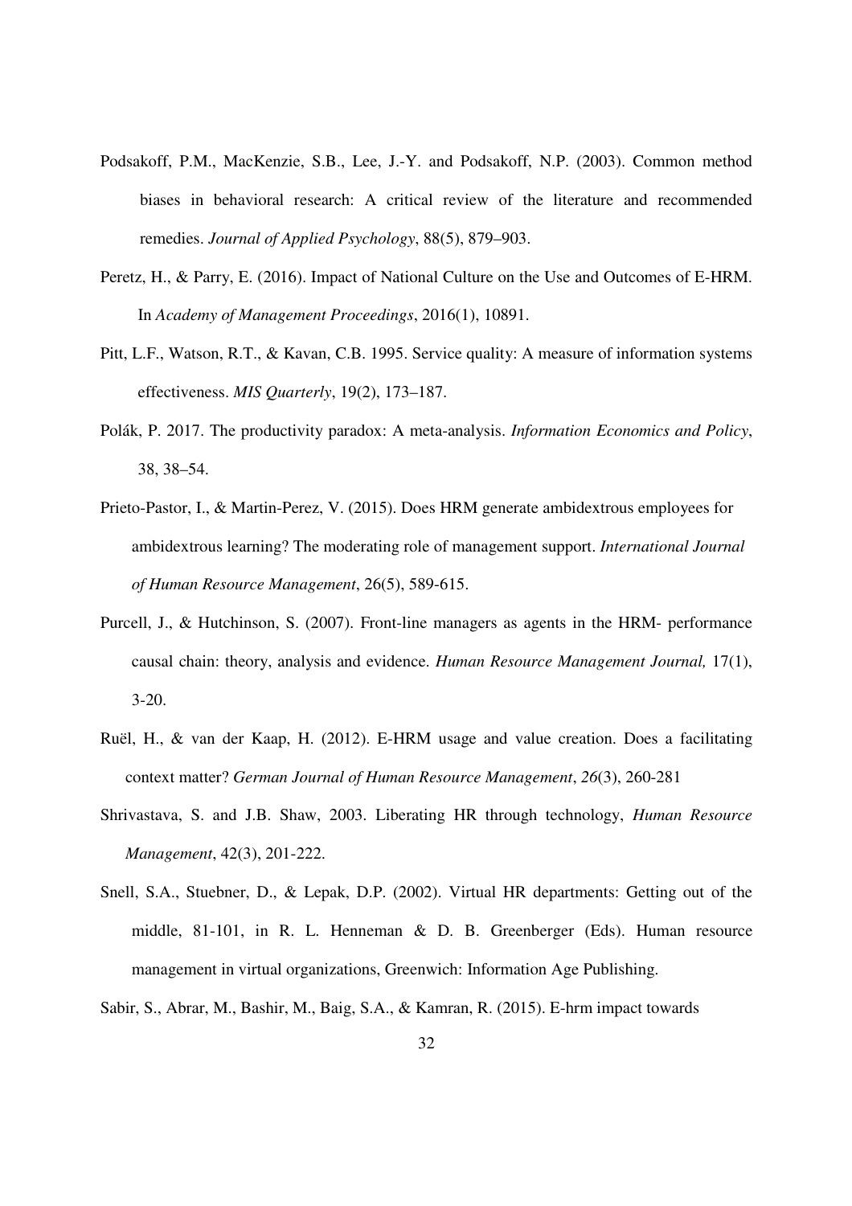Podsakoff, P.M., MacKenzie, S.B., Lee, J.-Y. and Podsakoff, N.P. (2003). Common method biases in behavioral research: A critical review of the literature and recommended remedies. *Journal of Applied Psychology*, 88(5), 879–903.

Peretz, H., & Parry, E. (2016). Impact of National Culture on the Use and Outcomes of E-HRM. In *Academy of Management Proceedings*, 2016(1), 10891.

Pitt, L.F., Watson, R.T., & Kavan, C.B. 1995. Service quality: A measure of information systems effectiveness. *MIS Quarterly*, 19(2), 173–187.

Polák, P. 2017. The productivity paradox: A meta-analysis. *Information Economics and Policy*, 38, 38–54.

Prieto-Pastor, I., & Martin-Perez, V. (2015). Does HRM generate ambidextrous employees for ambidextrous learning? The moderating role of management support. *International Journal of Human Resource Management*, 26(5), 589-615.

Purcell, J., & Hutchinson, S. (2007). Front-line managers as agents in the HRM- performance causal chain: theory, analysis and evidence. *Human Resource Management Journal,* 17(1), 3-20.

Ruël, H., & van der Kaap, H. (2012). E-HRM usage and value creation. Does a facilitating context matter? *German Journal of Human Resource Management*, *26*(3), 260-281

Shrivastava, S. and J.B. Shaw, 2003. Liberating HR through technology, *Human Resource Management*, 42(3), 201-222.

Snell, S.A., Stuebner, D., & Lepak, D.P. (2002). Virtual HR departments: Getting out of the middle, 81-101, in R. L. Henneman & D. B. Greenberger (Eds). Human resource management in virtual organizations, Greenwich: Information Age Publishing.

Sabir, S., Abrar, M., Bashir, M., Baig, S.A., & Kamran, R. (2015). E-hrm impact towards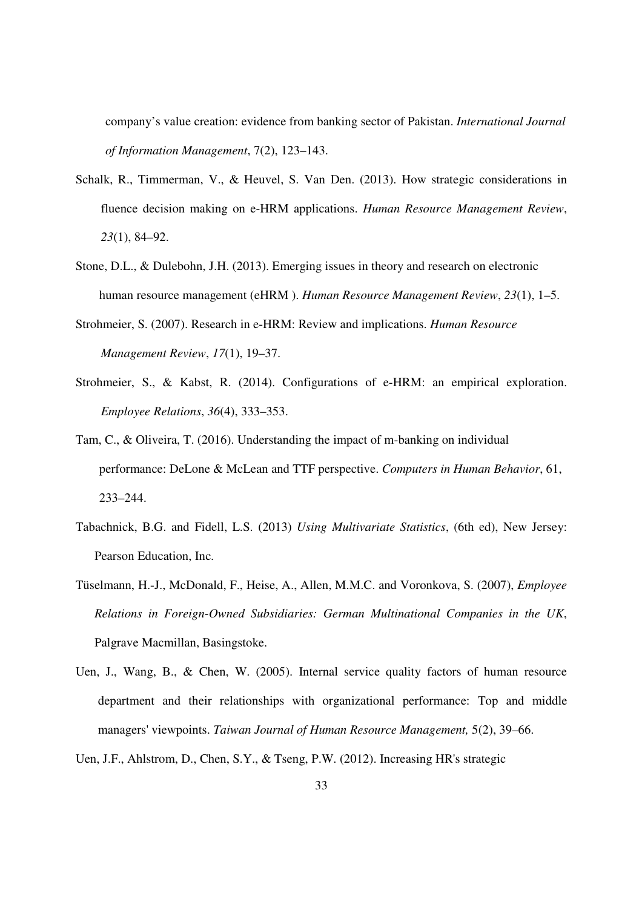company's value creation: evidence from banking sector of Pakistan. *International Journal of Information Management*, 7(2), 123–143.

Schalk, R., Timmerman, V., & Heuvel, S. Van Den. (2013). How strategic considerations in fluence decision making on e-HRM applications. *Human Resource Management Review*, *23*(1), 84–92.

Stone, D.L., & Dulebohn, J.H. (2013). Emerging issues in theory and research on electronic human resource management (eHRM ). *Human Resource Management Review*, *23*(1), 1–5.

Strohmeier, S. (2007). Research in e-HRM: Review and implications. *Human Resource Management Review*, *17*(1), 19–37.

Strohmeier, S., & Kabst, R. (2014). Configurations of e-HRM: an empirical exploration. *Employee Relations*, *36*(4), 333–353.

Tam, C., & Oliveira, T. (2016). Understanding the impact of m-banking on individual performance: DeLone & McLean and TTF perspective. *Computers in Human Behavior*, 61, 233–244.

Tabachnick, B.G. and Fidell, L.S. (2013) *Using Multivariate Statistics*, (6th ed), New Jersey: Pearson Education, Inc.

Tüselmann, H.-J., McDonald, F., Heise, A., Allen, M.M.C. and Voronkova, S. (2007), *Employee Relations in Foreign-Owned Subsidiaries: German Multinational Companies in the UK*, Palgrave Macmillan, Basingstoke.

Uen, J., Wang, B., & Chen, W. (2005). Internal service quality factors of human resource department and their relationships with organizational performance: Top and middle managers' viewpoints. *Taiwan Journal of Human Resource Management,* 5(2), 39–66.

Uen, J.F., Ahlstrom, D., Chen, S.Y., & Tseng, P.W. (2012). Increasing HR's strategic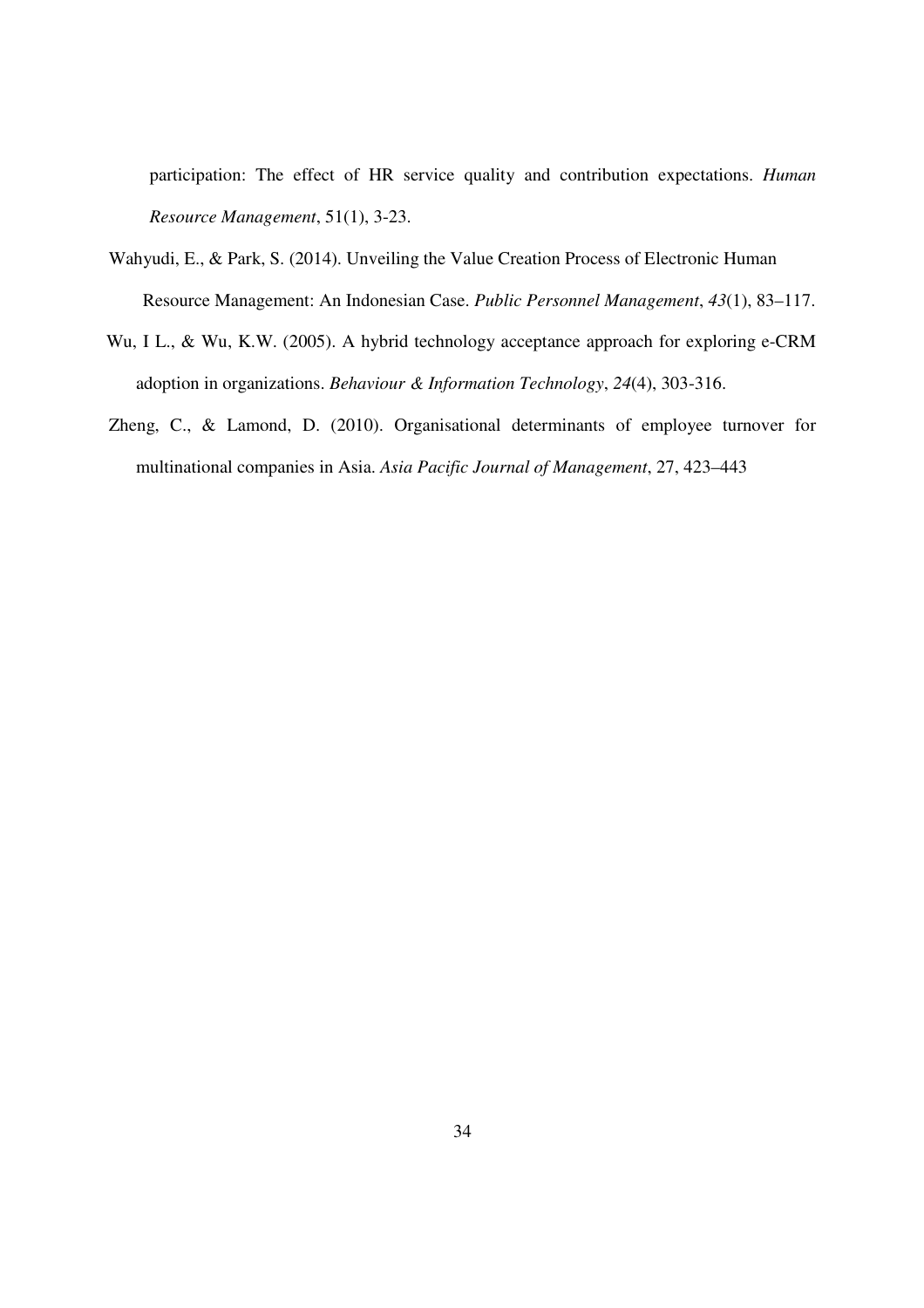participation: The effect of HR service quality and contribution expectations. *Human Resource Management*, 51(1), 3-23.

Wahyudi, E., & Park, S. (2014). Unveiling the Value Creation Process of Electronic Human Resource Management: An Indonesian Case. *Public Personnel Management*, *43*(1), 83–117.

Wu, I L., & Wu, K.W. (2005). A hybrid technology acceptance approach for exploring e-CRM adoption in organizations. *Behaviour & Information Technology*, *24*(4), 303-316.

Zheng, C., & Lamond, D. (2010). Organisational determinants of employee turnover for multinational companies in Asia. *Asia Pacific Journal of Management*, 27, 423–443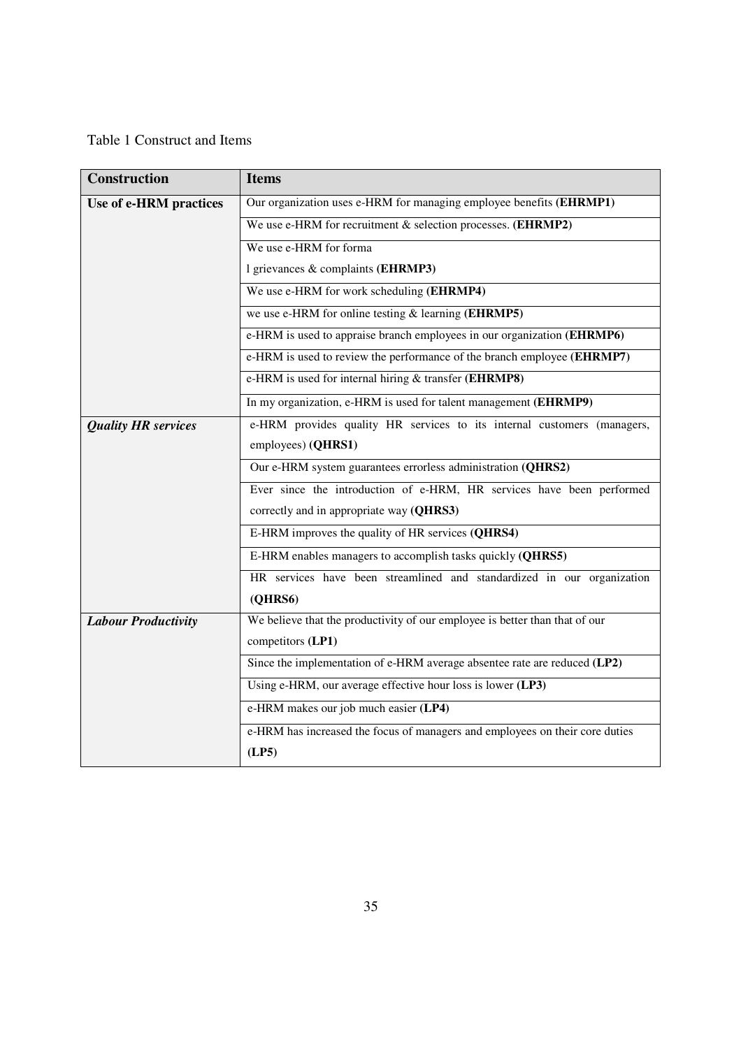Table 1 Construct and Items

| Construction | Items |
|---|---|
| **Use of e-HRM practices** | Our organization uses e-HRM for managing employee benefits **(EHRMP1)** |
| | We use e-HRM for recruitment & selection processes. **(EHRMP2)** |
| | We use e-HRM for forma l grievances & complaints **(EHRMP3)** |
| | We use e-HRM for work scheduling **(EHRMP4)** |
| | we use e-HRM for online testing & learning **(EHRMP5)** |
| | e-HRM is used to appraise branch employees in our organization **(EHRMP6)** |
| | e-HRM is used to review the performance of the branch employee **(EHRMP7)** |
| | e-HRM is used for internal hiring & transfer **(EHRMP8)** |
| | In my organization, e-HRM is used for talent management **(EHRMP9)** |
| ***Quality HR services*** | e-HRM provides quality HR services to its internal customers (managers, employees) **(QHRS1)** |
| | Our e-HRM system guarantees errorless administration **(QHRS2)** |
| | Ever since the introduction of e-HRM, HR services have been performed correctly and in appropriate way **(QHRS3)** |
| | E-HRM improves the quality of HR services **(QHRS4)** |
| | E-HRM enables managers to accomplish tasks quickly **(QHRS5)** |
| | HR services have been streamlined and standardized in our organization **(QHRS6)** |
| ***Labour Productivity*** | We believe that the productivity of our employee is better than that of our competitors **(LP1)** |
| | Since the implementation of e-HRM average absentee rate are reduced **(LP2)** |
| | Using e-HRM, our average effective hour loss is lower **(LP3)** |
| | e-HRM makes our job much easier **(LP4)** |
| | e-HRM has increased the focus of managers and employees on their core duties **(LP5)** |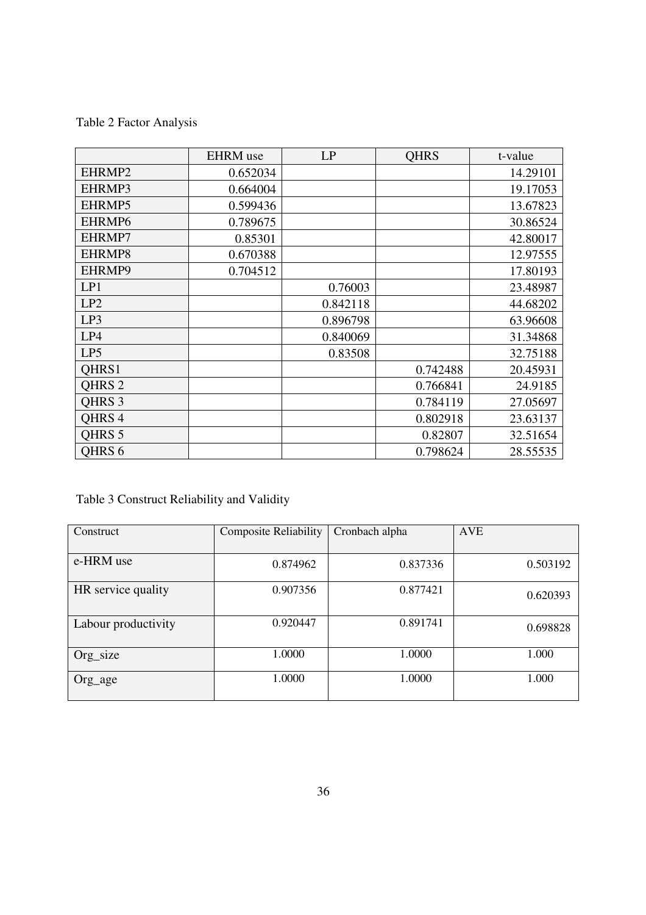Table 2 Factor Analysis

| | EHRM use | LP | QHRS | t-value |
|---|---|---|---|---|
| EHRMP2 | 0.652034 | | | 14.29101 |
| EHRMP3 | 0.664004 | | | 19.17053 |
| EHRMP5 | 0.599436 | | | 13.67823 |
| EHRMP6 | 0.789675 | | | 30.86524 |
| EHRMP7 | 0.85301 | | | 42.80017 |
| EHRMP8 | 0.670388 | | | 12.97555 |
| EHRMP9 | 0.704512 | | | 17.80193 |
| LP1 | | 0.76003 | | 23.48987 |
| LP2 | | 0.842118 | | 44.68202 |
| LP3 | | 0.896798 | | 63.96608 |
| LP4 | | 0.840069 | | 31.34868 |
| LP5 | | 0.83508 | | 32.75188 |
| QHRS1 | | | 0.742488 | 20.45931 |
| QHRS 2 | | | 0.766841 | 24.9185 |
| QHRS 3 | | | 0.784119 | 27.05697 |
| QHRS 4 | | | 0.802918 | 23.63137 |
| QHRS 5 | | | 0.82807 | 32.51654 |
| QHRS 6 | | | 0.798624 | 28.55535 |

Table 3 Construct Reliability and Validity

| Construct | Composite Reliability | Cronbach alpha | AVE |
|---|---|---|---|
| e-HRM use | 0.874962 | 0.837336 | 0.503192 |
| HR service quality | 0.907356 | 0.877421 | 0.620393 |
| Labour productivity | 0.920447 | 0.891741 | 0.698828 |
| Org_size | 1.0000 | 1.0000 | 1.000 |
| Org_age | 1.0000 | 1.0000 | 1.000 |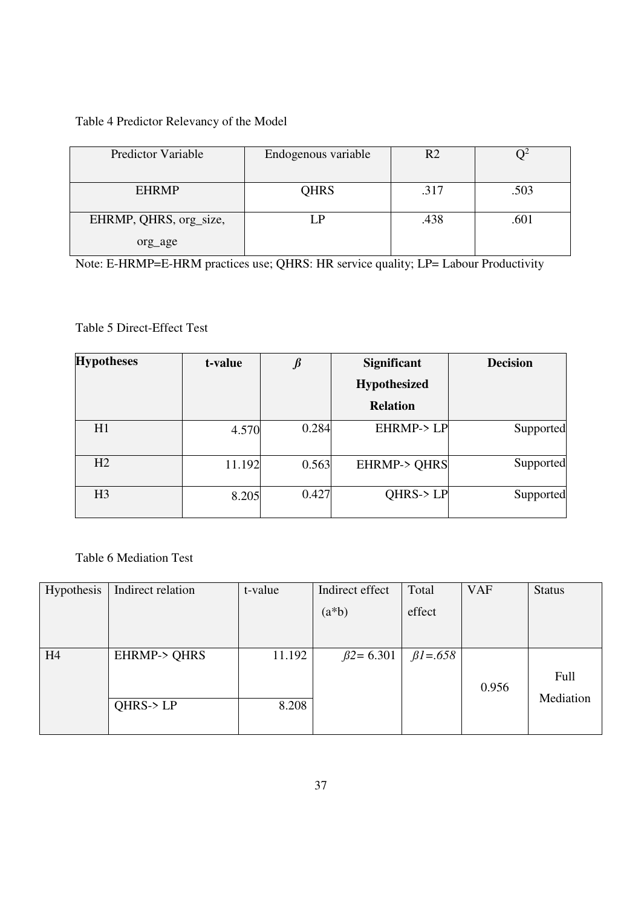Table 4 Predictor Relevancy of the Model

| Predictor Variable | Endogenous variable | R2 | $Q^2$ |
|---|---|---|---|
| EHRMP | QHRS | .317 | .503 |
| EHRMP, QHRS, org_size, org_age | LP | .438 | .601 |

Note: E-HRMP=E-HRM practices use; QHRS: HR service quality; LP= Labour Productivity

Table 5 Direct-Effect Test

| **Hypotheses** | **t-value** | ***ß*** | **Significant Hypothesized Relation** | **Decision** |
|---|---|---|---|---|
| H1 | 4.570 | 0.284 | EHRMP-> LP | Supported |
| H2 | 11.192 | 0.563 | EHRMP-> QHRS | Supported |
| H3 | 8.205 | 0.427 | QHRS-> LP | Supported |

Table 6 Mediation Test

| Hypothesis | Indirect relation | t-value | Indirect effect (a*b) | Total effect | VAF | Status |
|---|---|---|---|---|---|---|
| H4 | EHRMP-> QHRS | 11.192 | *ß2*= 6.301 | *ß1*=.658 | 0.956 | Full Mediation |
| | QHRS-> LP | 8.208 | | | | |